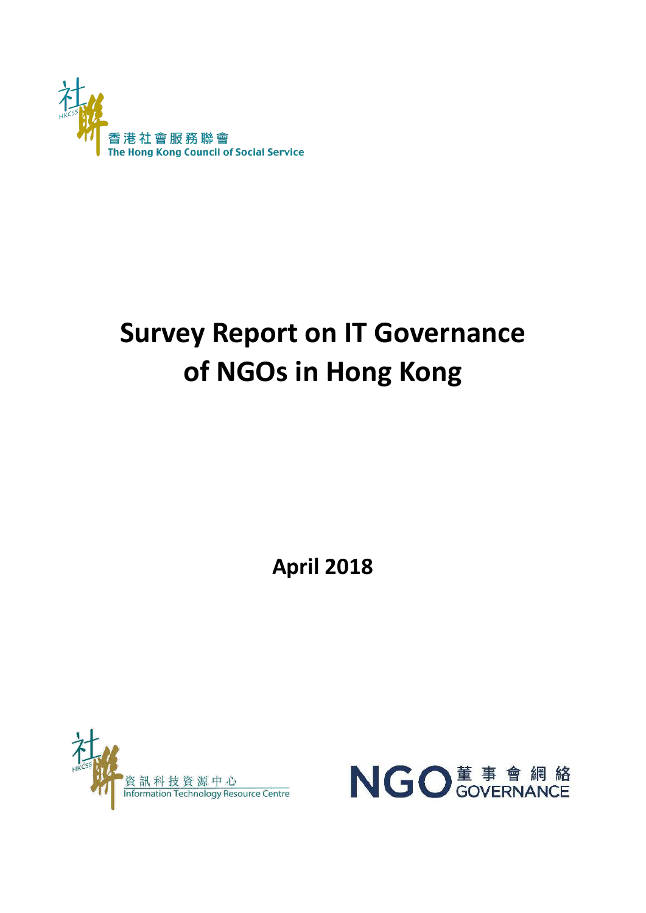香港社會服務聯會
The Hong Kong Council of Social Service

# Survey Report on IT Governance of NGOs in Hong Kong

**April 2018**

資訊科技資源中心
Information Technology Resource Centre

NGO 董事會網絡 GOVERNANCE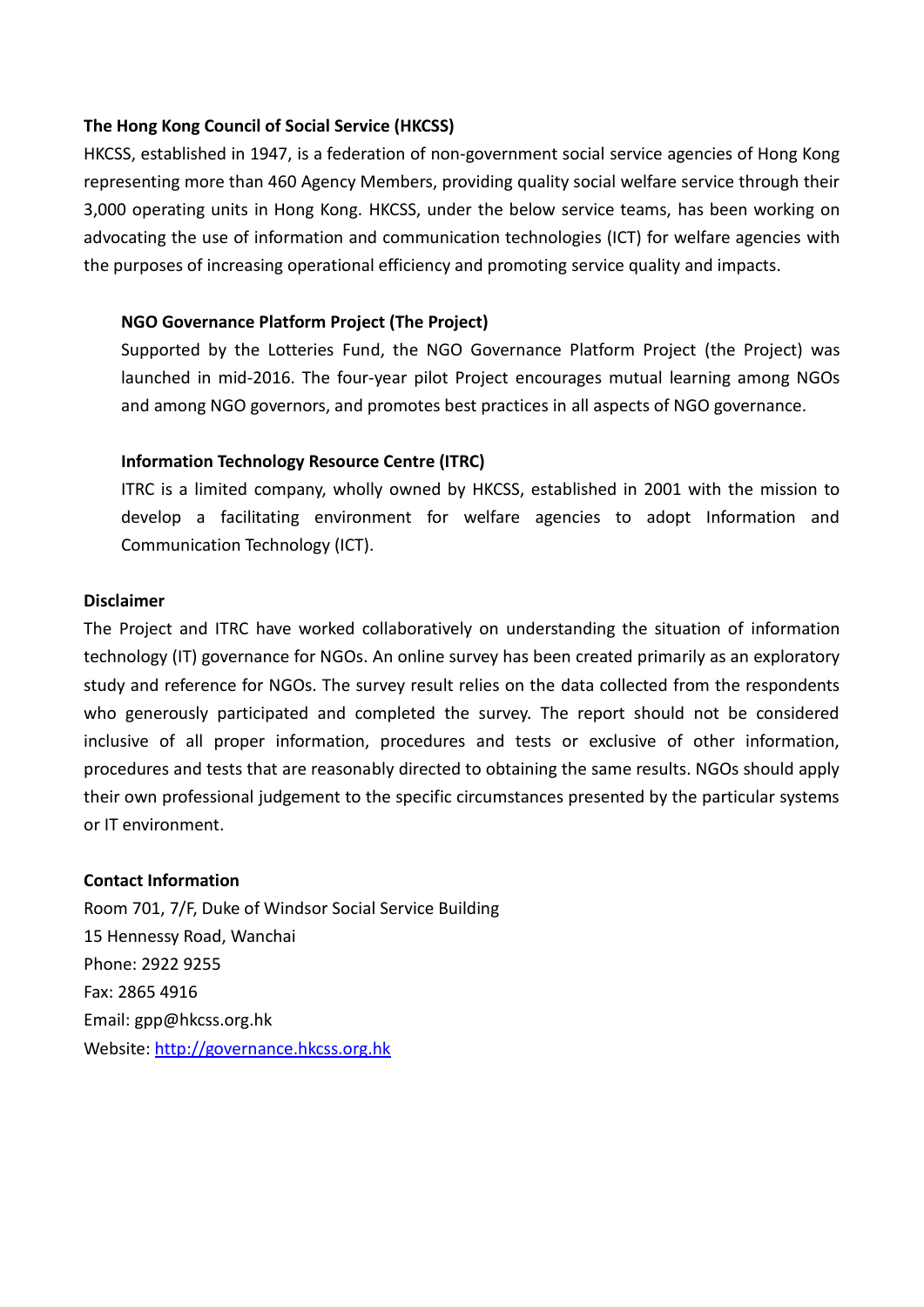## The Hong Kong Council of Social Service (HKCSS)

HKCSS, established in 1947, is a federation of non-government social service agencies of Hong Kong representing more than 460 Agency Members, providing quality social welfare service through their 3,000 operating units in Hong Kong. HKCSS, under the below service teams, has been working on advocating the use of information and communication technologies (ICT) for welfare agencies with the purposes of increasing operational efficiency and promoting service quality and impacts.

### NGO Governance Platform Project (The Project)

Supported by the Lotteries Fund, the NGO Governance Platform Project (the Project) was launched in mid-2016. The four-year pilot Project encourages mutual learning among NGOs and among NGO governors, and promotes best practices in all aspects of NGO governance.

### Information Technology Resource Centre (ITRC)

ITRC is a limited company, wholly owned by HKCSS, established in 2001 with the mission to develop a facilitating environment for welfare agencies to adopt Information and Communication Technology (ICT).

## Disclaimer

The Project and ITRC have worked collaboratively on understanding the situation of information technology (IT) governance for NGOs. An online survey has been created primarily as an exploratory study and reference for NGOs. The survey result relies on the data collected from the respondents who generously participated and completed the survey. The report should not be considered inclusive of all proper information, procedures and tests or exclusive of other information, procedures and tests that are reasonably directed to obtaining the same results. NGOs should apply their own professional judgement to the specific circumstances presented by the particular systems or IT environment.

## Contact Information

Room 701, 7/F, Duke of Windsor Social Service Building
15 Hennessy Road, Wanchai
Phone: 2922 9255
Fax: 2865 4916
Email: gpp@hkcss.org.hk
Website: [http://governance.hkcss.org.hk](http://governance.hkcss.org.hk)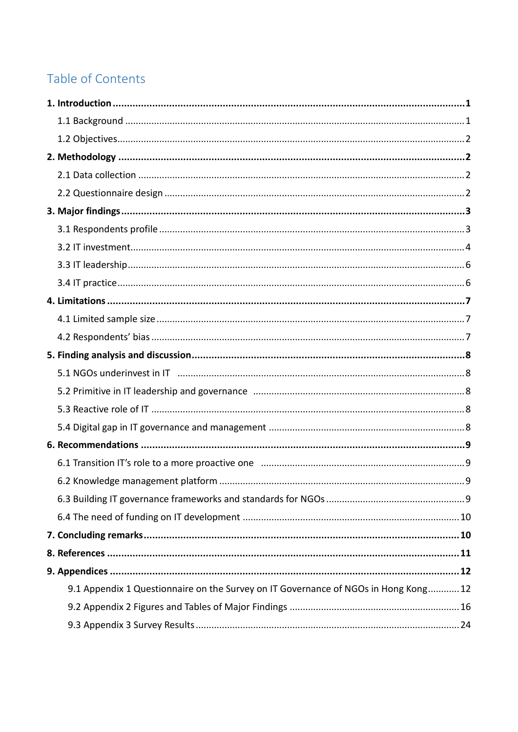# Table of Contents

**1. Introduction** ........ **1**

1.1 Background ........ 1

1.2 Objectives ........ 2

**2. Methodology** ........ **2**

2.1 Data collection ........ 2

2.2 Questionnaire design ........ 2

**3. Major findings** ........ **3**

3.1 Respondents profile ........ 3

3.2 IT investment ........ 4

3.3 IT leadership ........ 6

3.4 IT practice ........ 6

**4. Limitations** ........ **7**

4.1 Limited sample size ........ 7

4.2 Respondents' bias ........ 7

**5. Finding analysis and discussion** ........ **8**

5.1 NGOs underinvest in IT ........ 8

5.2 Primitive in IT leadership and governance ........ 8

5.3 Reactive role of IT ........ 8

5.4 Digital gap in IT governance and management ........ 8

**6. Recommendations** ........ **9**

6.1 Transition IT's role to a more proactive one ........ 9

6.2 Knowledge management platform ........ 9

6.3 Building IT governance frameworks and standards for NGOs ........ 9

6.4 The need of funding on IT development ........ 10

**7. Concluding remarks** ........ **10**

**8. References** ........ **11**

**9. Appendices** ........ **12**

9.1 Appendix 1 Questionnaire on the Survey on IT Governance of NGOs in Hong Kong ........ 12

9.2 Appendix 2 Figures and Tables of Major Findings ........ 16

9.3 Appendix 3 Survey Results ........ 24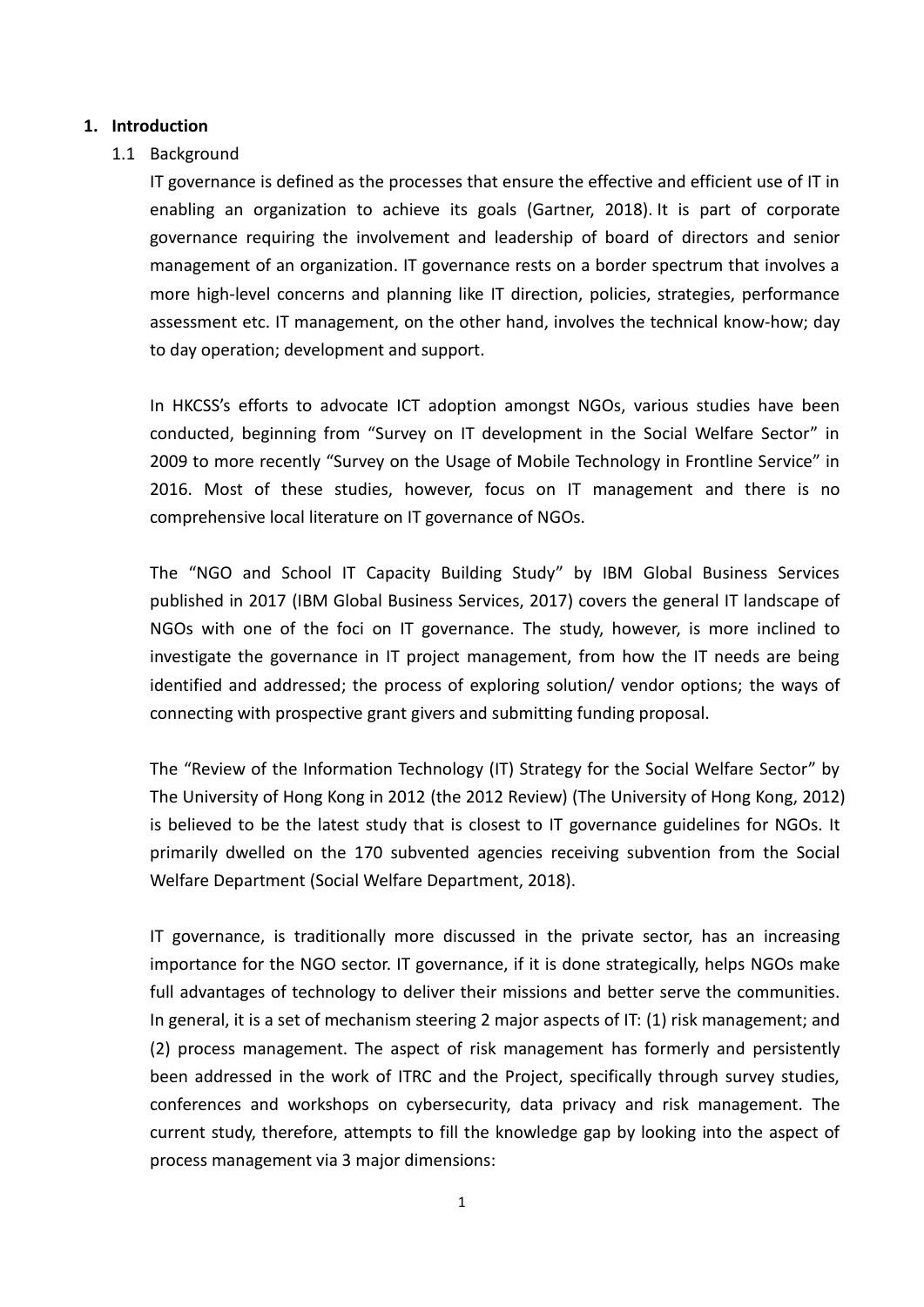# 1. Introduction

## 1.1 Background

IT governance is defined as the processes that ensure the effective and efficient use of IT in enabling an organization to achieve its goals (Gartner, 2018). It is part of corporate governance requiring the involvement and leadership of board of directors and senior management of an organization. IT governance rests on a border spectrum that involves a more high-level concerns and planning like IT direction, policies, strategies, performance assessment etc. IT management, on the other hand, involves the technical know-how; day to day operation; development and support.

In HKCSS's efforts to advocate ICT adoption amongst NGOs, various studies have been conducted, beginning from "Survey on IT development in the Social Welfare Sector" in 2009 to more recently "Survey on the Usage of Mobile Technology in Frontline Service" in 2016. Most of these studies, however, focus on IT management and there is no comprehensive local literature on IT governance of NGOs.

The "NGO and School IT Capacity Building Study" by IBM Global Business Services published in 2017 (IBM Global Business Services, 2017) covers the general IT landscape of NGOs with one of the foci on IT governance. The study, however, is more inclined to investigate the governance in IT project management, from how the IT needs are being identified and addressed; the process of exploring solution/ vendor options; the ways of connecting with prospective grant givers and submitting funding proposal.

The "Review of the Information Technology (IT) Strategy for the Social Welfare Sector" by The University of Hong Kong in 2012 (the 2012 Review) (The University of Hong Kong, 2012) is believed to be the latest study that is closest to IT governance guidelines for NGOs. It primarily dwelled on the 170 subvented agencies receiving subvention from the Social Welfare Department (Social Welfare Department, 2018).

IT governance, is traditionally more discussed in the private sector, has an increasing importance for the NGO sector. IT governance, if it is done strategically, helps NGOs make full advantages of technology to deliver their missions and better serve the communities. In general, it is a set of mechanism steering 2 major aspects of IT: (1) risk management; and (2) process management. The aspect of risk management has formerly and persistently been addressed in the work of ITRC and the Project, specifically through survey studies, conferences and workshops on cybersecurity, data privacy and risk management. The current study, therefore, attempts to fill the knowledge gap by looking into the aspect of process management via 3 major dimensions: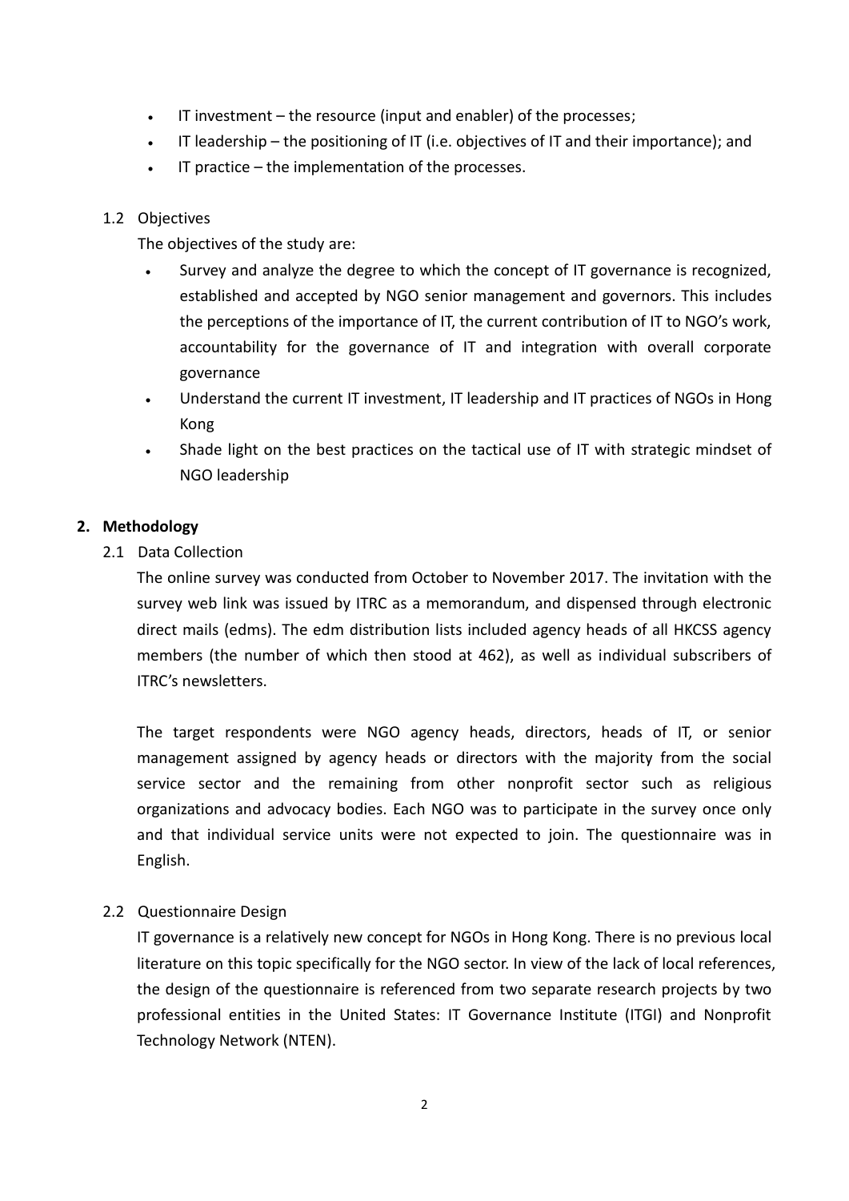- IT investment – the resource (input and enabler) of the processes;
- IT leadership – the positioning of IT (i.e. objectives of IT and their importance); and
- IT practice – the implementation of the processes.

### 1.2 Objectives

The objectives of the study are:

- Survey and analyze the degree to which the concept of IT governance is recognized, established and accepted by NGO senior management and governors. This includes the perceptions of the importance of IT, the current contribution of IT to NGO's work, accountability for the governance of IT and integration with overall corporate governance
- Understand the current IT investment, IT leadership and IT practices of NGOs in Hong Kong
- Shade light on the best practices on the tactical use of IT with strategic mindset of NGO leadership

## 2. Methodology

### 2.1 Data Collection

The online survey was conducted from October to November 2017. The invitation with the survey web link was issued by ITRC as a memorandum, and dispensed through electronic direct mails (edms). The edm distribution lists included agency heads of all HKCSS agency members (the number of which then stood at 462), as well as individual subscribers of ITRC's newsletters.

The target respondents were NGO agency heads, directors, heads of IT, or senior management assigned by agency heads or directors with the majority from the social service sector and the remaining from other nonprofit sector such as religious organizations and advocacy bodies. Each NGO was to participate in the survey once only and that individual service units were not expected to join. The questionnaire was in English.

### 2.2 Questionnaire Design

IT governance is a relatively new concept for NGOs in Hong Kong. There is no previous local literature on this topic specifically for the NGO sector. In view of the lack of local references, the design of the questionnaire is referenced from two separate research projects by two professional entities in the United States: IT Governance Institute (ITGI) and Nonprofit Technology Network (NTEN).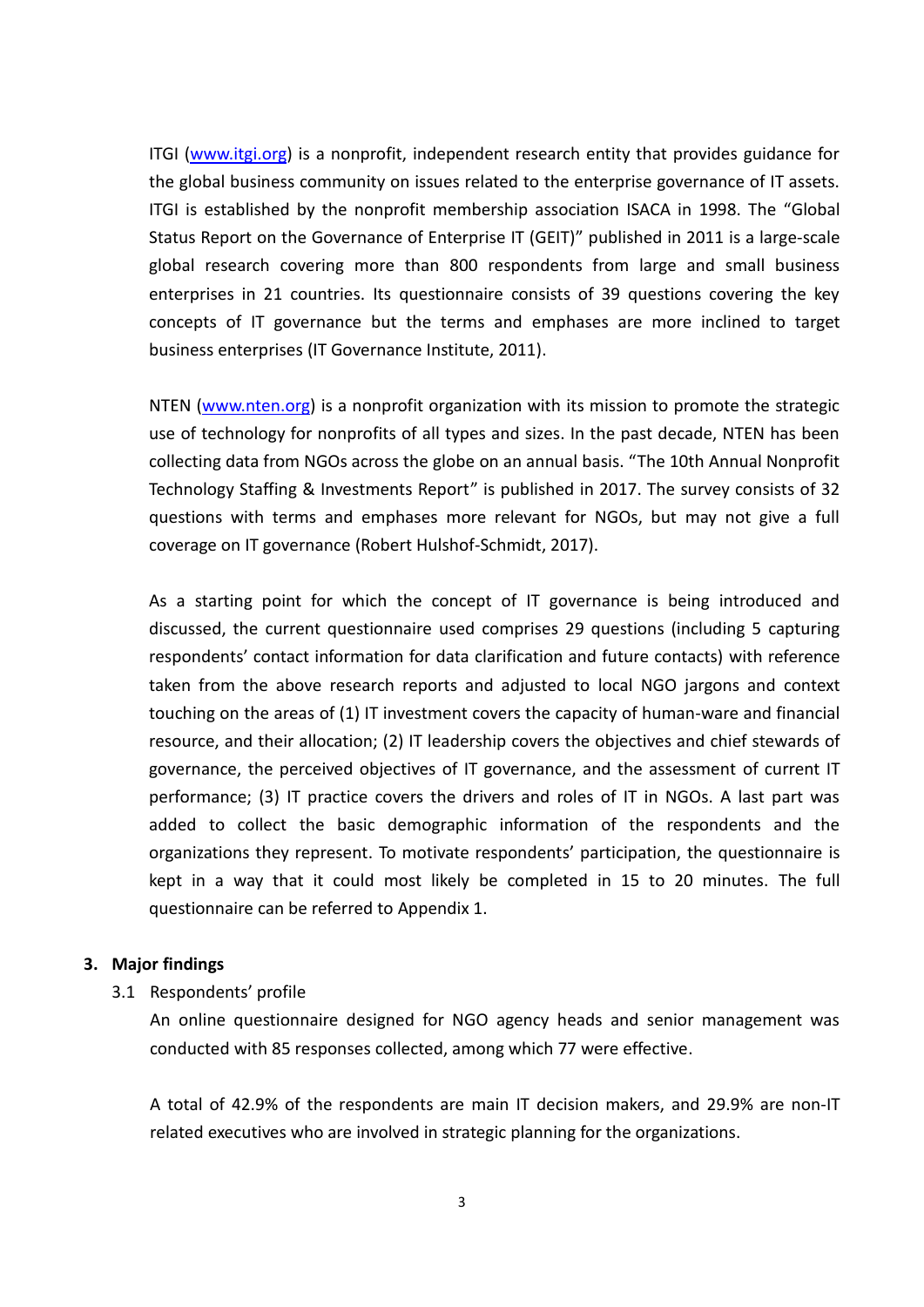ITGI (www.itgi.org) is a nonprofit, independent research entity that provides guidance for the global business community on issues related to the enterprise governance of IT assets. ITGI is established by the nonprofit membership association ISACA in 1998. The "Global Status Report on the Governance of Enterprise IT (GEIT)" published in 2011 is a large-scale global research covering more than 800 respondents from large and small business enterprises in 21 countries. Its questionnaire consists of 39 questions covering the key concepts of IT governance but the terms and emphases are more inclined to target business enterprises (IT Governance Institute, 2011).

NTEN (www.nten.org) is a nonprofit organization with its mission to promote the strategic use of technology for nonprofits of all types and sizes. In the past decade, NTEN has been collecting data from NGOs across the globe on an annual basis. "The 10th Annual Nonprofit Technology Staffing & Investments Report" is published in 2017. The survey consists of 32 questions with terms and emphases more relevant for NGOs, but may not give a full coverage on IT governance (Robert Hulshof-Schmidt, 2017).

As a starting point for which the concept of IT governance is being introduced and discussed, the current questionnaire used comprises 29 questions (including 5 capturing respondents' contact information for data clarification and future contacts) with reference taken from the above research reports and adjusted to local NGO jargons and context touching on the areas of (1) IT investment covers the capacity of human-ware and financial resource, and their allocation; (2) IT leadership covers the objectives and chief stewards of governance, the perceived objectives of IT governance, and the assessment of current IT performance; (3) IT practice covers the drivers and roles of IT in NGOs. A last part was added to collect the basic demographic information of the respondents and the organizations they represent. To motivate respondents' participation, the questionnaire is kept in a way that it could most likely be completed in 15 to 20 minutes. The full questionnaire can be referred to Appendix 1.

## 3. Major findings

### 3.1 Respondents' profile

An online questionnaire designed for NGO agency heads and senior management was conducted with 85 responses collected, among which 77 were effective.

A total of 42.9% of the respondents are main IT decision makers, and 29.9% are non-IT related executives who are involved in strategic planning for the organizations.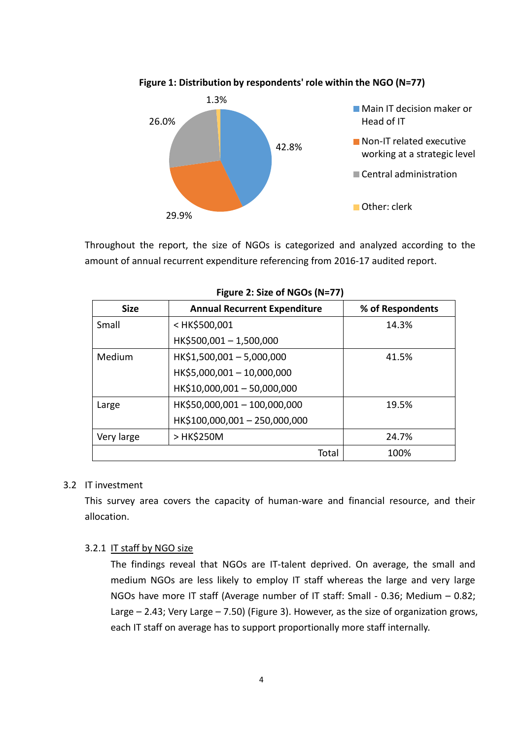**Figure 1: Distribution by respondents' role within the NGO (N=77)**

- Main IT decision maker or Head of IT: 42.8%
- Non-IT related executive working at a strategic level: 29.9%
- Central administration: 26.0%
- Other: clerk: 1.3%

Throughout the report, the size of NGOs is categorized and analyzed according to the amount of annual recurrent expenditure referencing from 2016-17 audited report.

**Figure 2: Size of NGOs (N=77)**

| Size | Annual Recurrent Expenditure | % of Respondents |
|---|---|---|
| Small | < HK$500,001<br>HK$500,001 – 1,500,000 | 14.3% |
| Medium | HK$1,500,001 – 5,000,000<br>HK$5,000,001 – 10,000,000<br>HK$10,000,001 – 50,000,000 | 41.5% |
| Large | HK$50,000,001 – 100,000,000<br>HK$100,000,001 – 250,000,000 | 19.5% |
| Very large | > HK$250M | 24.7% |
| | Total | 100% |

## 3.2 IT investment

This survey area covers the capacity of human-ware and financial resource, and their allocation.

### 3.2.1 IT staff by NGO size

The findings reveal that NGOs are IT-talent deprived. On average, the small and medium NGOs are less likely to employ IT staff whereas the large and very large NGOs have more IT staff (Average number of IT staff: Small - 0.36; Medium – 0.82; Large – 2.43; Very Large – 7.50) (Figure 3). However, as the size of organization grows, each IT staff on average has to support proportionally more staff internally.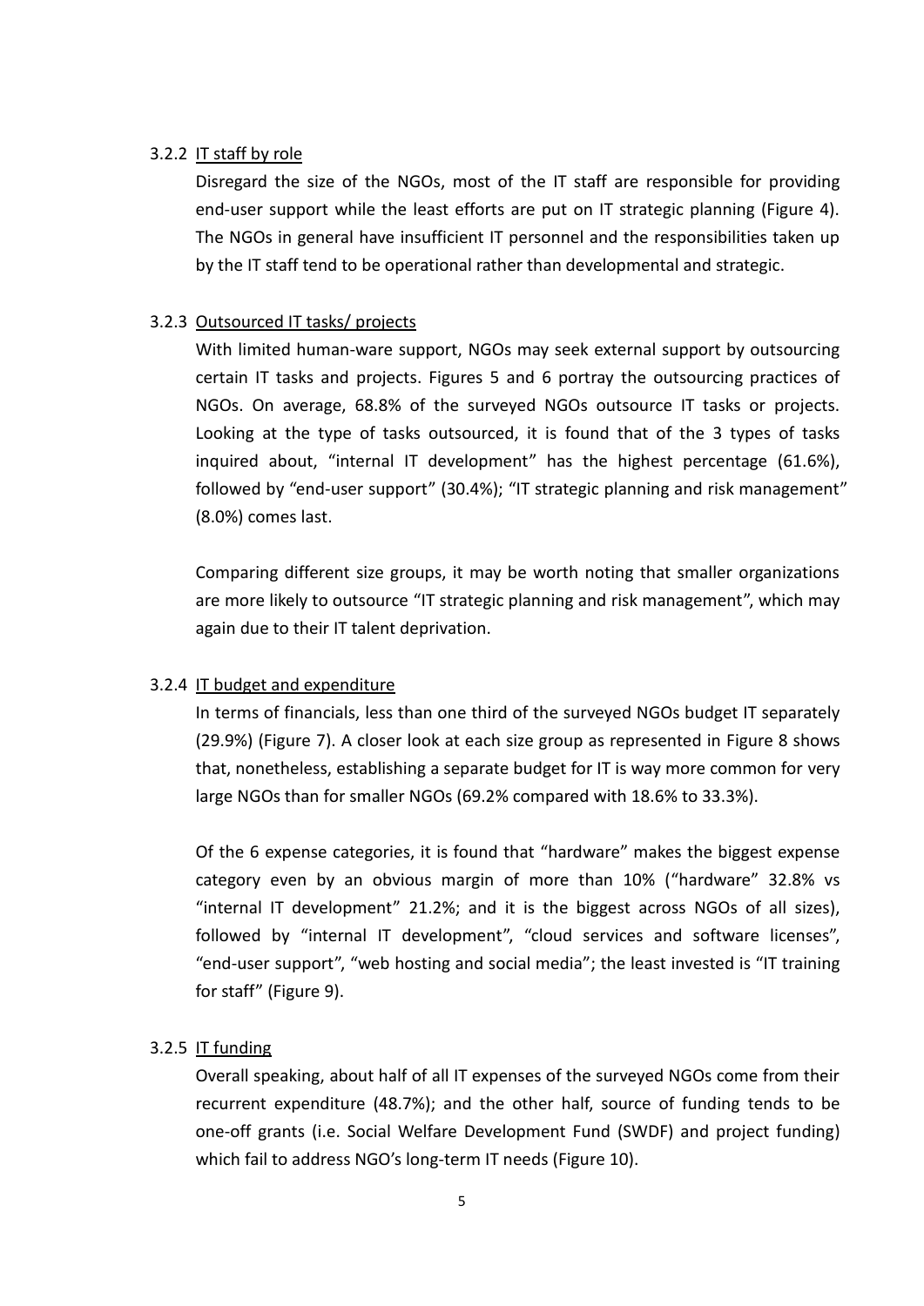### 3.2.2 IT staff by role

Disregard the size of the NGOs, most of the IT staff are responsible for providing end-user support while the least efforts are put on IT strategic planning (Figure 4). The NGOs in general have insufficient IT personnel and the responsibilities taken up by the IT staff tend to be operational rather than developmental and strategic.

### 3.2.3 Outsourced IT tasks/ projects

With limited human-ware support, NGOs may seek external support by outsourcing certain IT tasks and projects. Figures 5 and 6 portray the outsourcing practices of NGOs. On average, 68.8% of the surveyed NGOs outsource IT tasks or projects. Looking at the type of tasks outsourced, it is found that of the 3 types of tasks inquired about, "internal IT development" has the highest percentage (61.6%), followed by "end-user support" (30.4%); "IT strategic planning and risk management" (8.0%) comes last.

Comparing different size groups, it may be worth noting that smaller organizations are more likely to outsource "IT strategic planning and risk management", which may again due to their IT talent deprivation.

### 3.2.4 IT budget and expenditure

In terms of financials, less than one third of the surveyed NGOs budget IT separately (29.9%) (Figure 7). A closer look at each size group as represented in Figure 8 shows that, nonetheless, establishing a separate budget for IT is way more common for very large NGOs than for smaller NGOs (69.2% compared with 18.6% to 33.3%).

Of the 6 expense categories, it is found that "hardware" makes the biggest expense category even by an obvious margin of more than 10% ("hardware" 32.8% vs "internal IT development" 21.2%; and it is the biggest across NGOs of all sizes), followed by "internal IT development", "cloud services and software licenses", "end-user support", "web hosting and social media"; the least invested is "IT training for staff" (Figure 9).

### 3.2.5 IT funding

Overall speaking, about half of all IT expenses of the surveyed NGOs come from their recurrent expenditure (48.7%); and the other half, source of funding tends to be one-off grants (i.e. Social Welfare Development Fund (SWDF) and project funding) which fail to address NGO's long-term IT needs (Figure 10).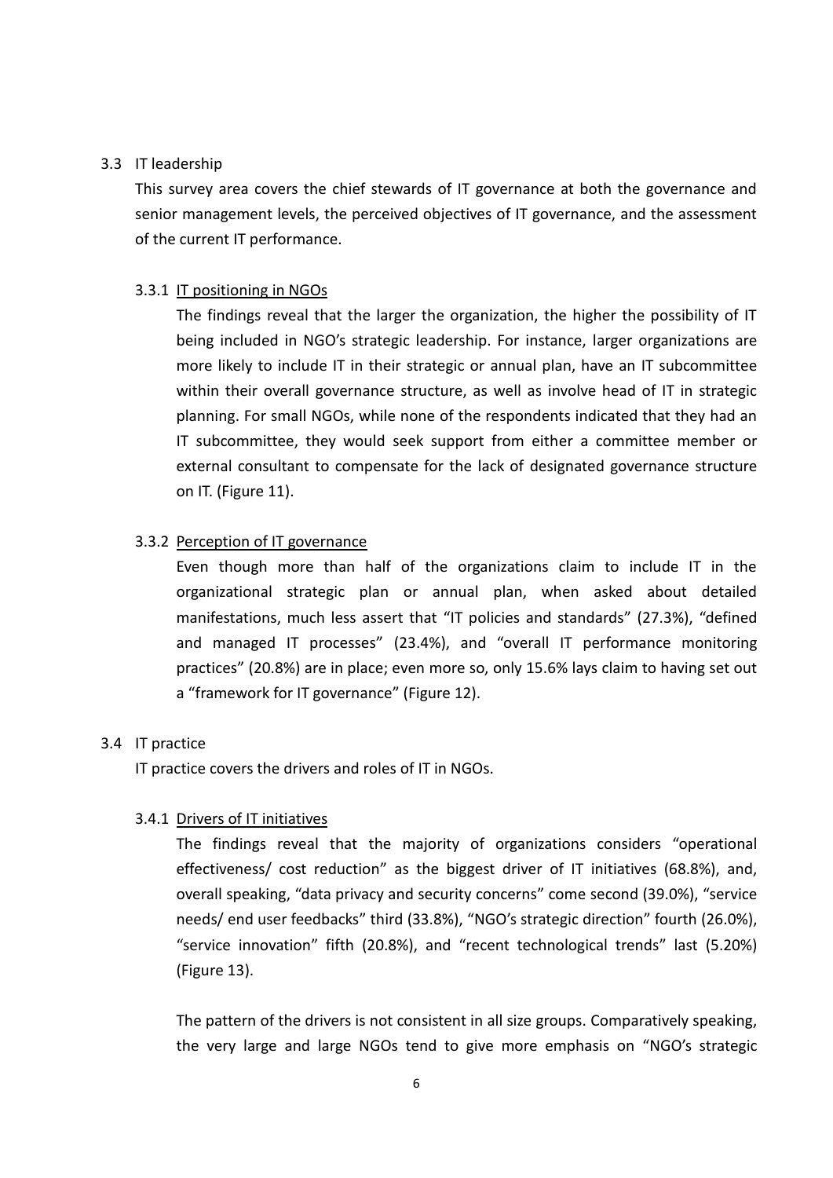## 3.3 IT leadership

This survey area covers the chief stewards of IT governance at both the governance and senior management levels, the perceived objectives of IT governance, and the assessment of the current IT performance.

### 3.3.1 IT positioning in NGOs

The findings reveal that the larger the organization, the higher the possibility of IT being included in NGO's strategic leadership. For instance, larger organizations are more likely to include IT in their strategic or annual plan, have an IT subcommittee within their overall governance structure, as well as involve head of IT in strategic planning. For small NGOs, while none of the respondents indicated that they had an IT subcommittee, they would seek support from either a committee member or external consultant to compensate for the lack of designated governance structure on IT. (Figure 11).

### 3.3.2 Perception of IT governance

Even though more than half of the organizations claim to include IT in the organizational strategic plan or annual plan, when asked about detailed manifestations, much less assert that "IT policies and standards" (27.3%), "defined and managed IT processes" (23.4%), and "overall IT performance monitoring practices" (20.8%) are in place; even more so, only 15.6% lays claim to having set out a "framework for IT governance" (Figure 12).

## 3.4 IT practice

IT practice covers the drivers and roles of IT in NGOs.

### 3.4.1 Drivers of IT initiatives

The findings reveal that the majority of organizations considers "operational effectiveness/ cost reduction" as the biggest driver of IT initiatives (68.8%), and, overall speaking, "data privacy and security concerns" come second (39.0%), "service needs/ end user feedbacks" third (33.8%), "NGO's strategic direction" fourth (26.0%), "service innovation" fifth (20.8%), and "recent technological trends" last (5.20%) (Figure 13).

The pattern of the drivers is not consistent in all size groups. Comparatively speaking, the very large and large NGOs tend to give more emphasis on "NGO's strategic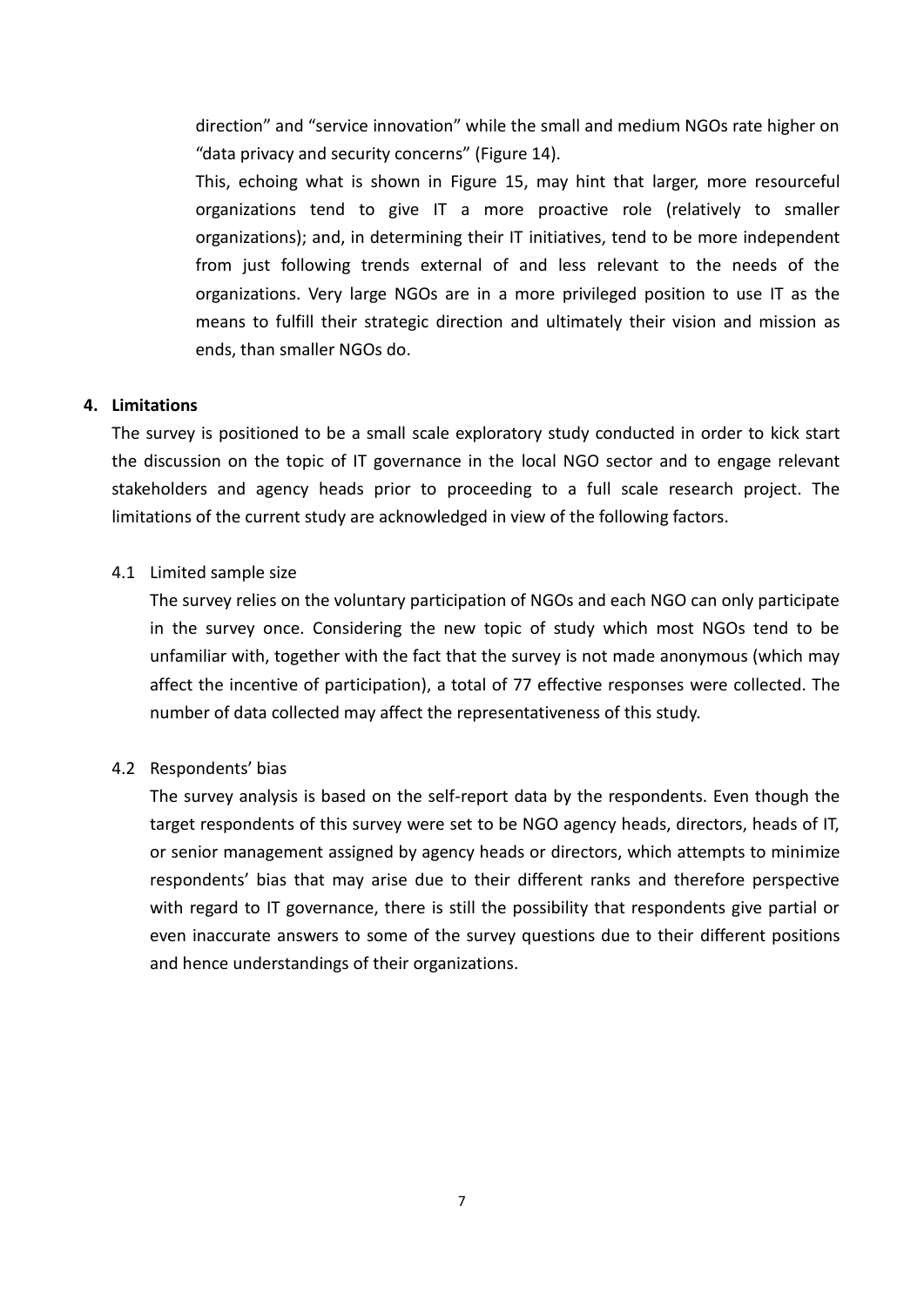direction" and "service innovation" while the small and medium NGOs rate higher on "data privacy and security concerns" (Figure 14).

This, echoing what is shown in Figure 15, may hint that larger, more resourceful organizations tend to give IT a more proactive role (relatively to smaller organizations); and, in determining their IT initiatives, tend to be more independent from just following trends external of and less relevant to the needs of the organizations. Very large NGOs are in a more privileged position to use IT as the means to fulfill their strategic direction and ultimately their vision and mission as ends, than smaller NGOs do.

## 4. Limitations

The survey is positioned to be a small scale exploratory study conducted in order to kick start the discussion on the topic of IT governance in the local NGO sector and to engage relevant stakeholders and agency heads prior to proceeding to a full scale research project. The limitations of the current study are acknowledged in view of the following factors.

### 4.1 Limited sample size

The survey relies on the voluntary participation of NGOs and each NGO can only participate in the survey once. Considering the new topic of study which most NGOs tend to be unfamiliar with, together with the fact that the survey is not made anonymous (which may affect the incentive of participation), a total of 77 effective responses were collected. The number of data collected may affect the representativeness of this study.

### 4.2 Respondents' bias

The survey analysis is based on the self-report data by the respondents. Even though the target respondents of this survey were set to be NGO agency heads, directors, heads of IT, or senior management assigned by agency heads or directors, which attempts to minimize respondents' bias that may arise due to their different ranks and therefore perspective with regard to IT governance, there is still the possibility that respondents give partial or even inaccurate answers to some of the survey questions due to their different positions and hence understandings of their organizations.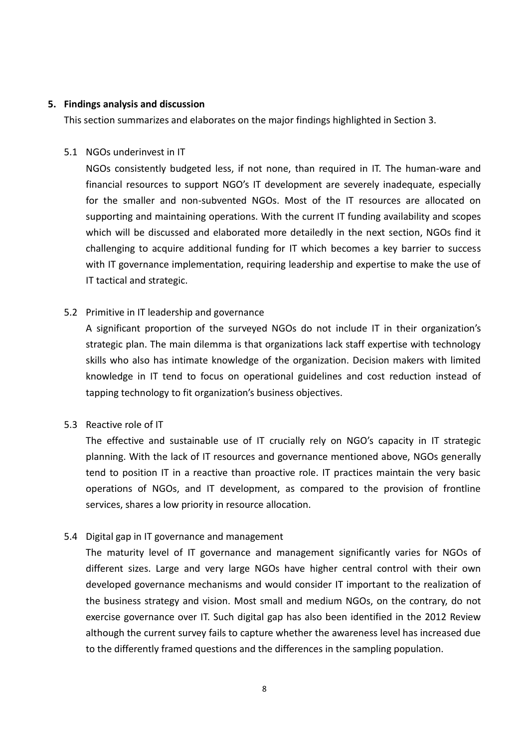## 5. Findings analysis and discussion

This section summarizes and elaborates on the major findings highlighted in Section 3.

### 5.1 NGOs underinvest in IT

NGOs consistently budgeted less, if not none, than required in IT. The human-ware and financial resources to support NGO's IT development are severely inadequate, especially for the smaller and non-subvented NGOs. Most of the IT resources are allocated on supporting and maintaining operations. With the current IT funding availability and scopes which will be discussed and elaborated more detailedly in the next section, NGOs find it challenging to acquire additional funding for IT which becomes a key barrier to success with IT governance implementation, requiring leadership and expertise to make the use of IT tactical and strategic.

### 5.2 Primitive in IT leadership and governance

A significant proportion of the surveyed NGOs do not include IT in their organization's strategic plan. The main dilemma is that organizations lack staff expertise with technology skills who also has intimate knowledge of the organization. Decision makers with limited knowledge in IT tend to focus on operational guidelines and cost reduction instead of tapping technology to fit organization's business objectives.

### 5.3 Reactive role of IT

The effective and sustainable use of IT crucially rely on NGO's capacity in IT strategic planning. With the lack of IT resources and governance mentioned above, NGOs generally tend to position IT in a reactive than proactive role. IT practices maintain the very basic operations of NGOs, and IT development, as compared to the provision of frontline services, shares a low priority in resource allocation.

### 5.4 Digital gap in IT governance and management

The maturity level of IT governance and management significantly varies for NGOs of different sizes. Large and very large NGOs have higher central control with their own developed governance mechanisms and would consider IT important to the realization of the business strategy and vision. Most small and medium NGOs, on the contrary, do not exercise governance over IT. Such digital gap has also been identified in the 2012 Review although the current survey fails to capture whether the awareness level has increased due to the differently framed questions and the differences in the sampling population.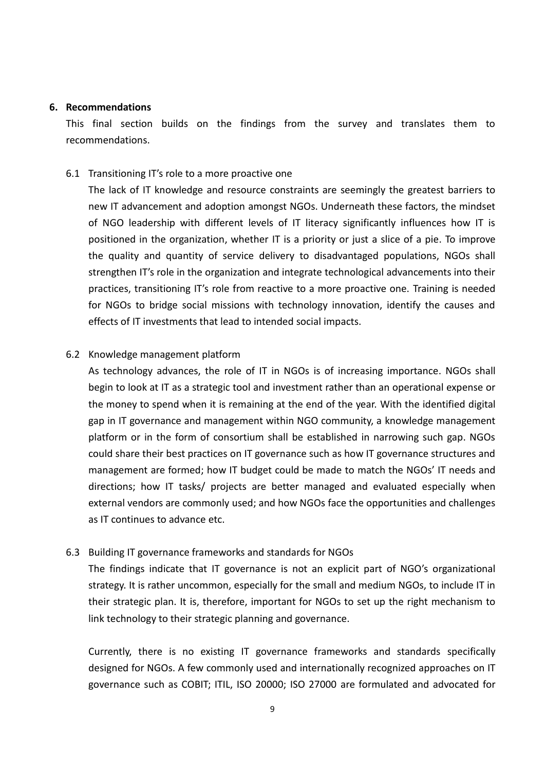## 6. Recommendations

This final section builds on the findings from the survey and translates them to recommendations.

### 6.1 Transitioning IT's role to a more proactive one

The lack of IT knowledge and resource constraints are seemingly the greatest barriers to new IT advancement and adoption amongst NGOs. Underneath these factors, the mindset of NGO leadership with different levels of IT literacy significantly influences how IT is positioned in the organization, whether IT is a priority or just a slice of a pie. To improve the quality and quantity of service delivery to disadvantaged populations, NGOs shall strengthen IT's role in the organization and integrate technological advancements into their practices, transitioning IT's role from reactive to a more proactive one. Training is needed for NGOs to bridge social missions with technology innovation, identify the causes and effects of IT investments that lead to intended social impacts.

### 6.2 Knowledge management platform

As technology advances, the role of IT in NGOs is of increasing importance. NGOs shall begin to look at IT as a strategic tool and investment rather than an operational expense or the money to spend when it is remaining at the end of the year. With the identified digital gap in IT governance and management within NGO community, a knowledge management platform or in the form of consortium shall be established in narrowing such gap. NGOs could share their best practices on IT governance such as how IT governance structures and management are formed; how IT budget could be made to match the NGOs' IT needs and directions; how IT tasks/ projects are better managed and evaluated especially when external vendors are commonly used; and how NGOs face the opportunities and challenges as IT continues to advance etc.

### 6.3 Building IT governance frameworks and standards for NGOs

The findings indicate that IT governance is not an explicit part of NGO's organizational strategy. It is rather uncommon, especially for the small and medium NGOs, to include IT in their strategic plan. It is, therefore, important for NGOs to set up the right mechanism to link technology to their strategic planning and governance.

Currently, there is no existing IT governance frameworks and standards specifically designed for NGOs. A few commonly used and internationally recognized approaches on IT governance such as COBIT; ITIL, ISO 20000; ISO 27000 are formulated and advocated for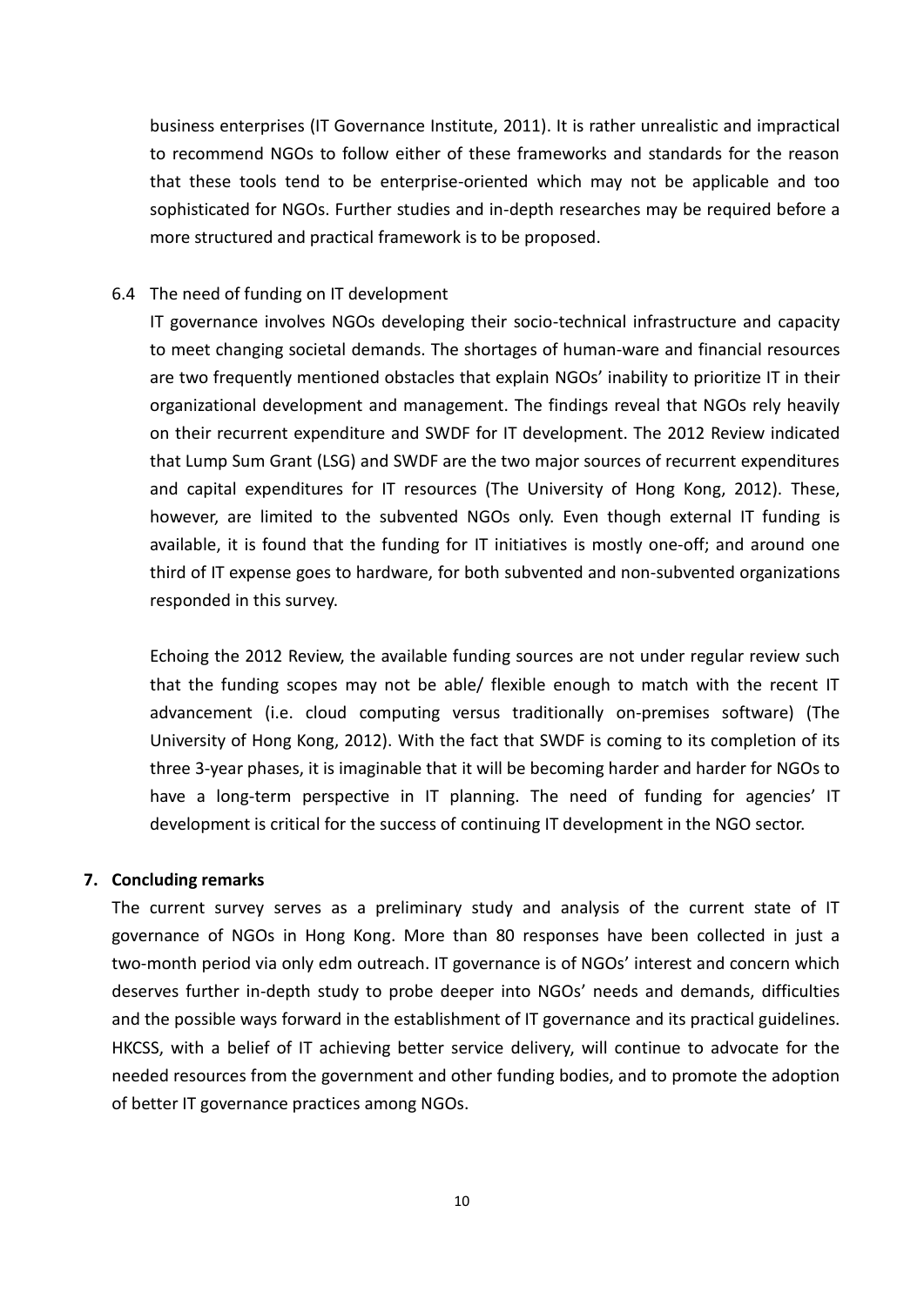business enterprises (IT Governance Institute, 2011). It is rather unrealistic and impractical to recommend NGOs to follow either of these frameworks and standards for the reason that these tools tend to be enterprise-oriented which may not be applicable and too sophisticated for NGOs. Further studies and in-depth researches may be required before a more structured and practical framework is to be proposed.

### 6.4 The need of funding on IT development

IT governance involves NGOs developing their socio-technical infrastructure and capacity to meet changing societal demands. The shortages of human-ware and financial resources are two frequently mentioned obstacles that explain NGOs' inability to prioritize IT in their organizational development and management. The findings reveal that NGOs rely heavily on their recurrent expenditure and SWDF for IT development. The 2012 Review indicated that Lump Sum Grant (LSG) and SWDF are the two major sources of recurrent expenditures and capital expenditures for IT resources (The University of Hong Kong, 2012). These, however, are limited to the subvented NGOs only. Even though external IT funding is available, it is found that the funding for IT initiatives is mostly one-off; and around one third of IT expense goes to hardware, for both subvented and non-subvented organizations responded in this survey.

Echoing the 2012 Review, the available funding sources are not under regular review such that the funding scopes may not be able/ flexible enough to match with the recent IT advancement (i.e. cloud computing versus traditionally on-premises software) (The University of Hong Kong, 2012). With the fact that SWDF is coming to its completion of its three 3-year phases, it is imaginable that it will be becoming harder and harder for NGOs to have a long-term perspective in IT planning. The need of funding for agencies' IT development is critical for the success of continuing IT development in the NGO sector.

## 7. Concluding remarks

The current survey serves as a preliminary study and analysis of the current state of IT governance of NGOs in Hong Kong. More than 80 responses have been collected in just a two-month period via only edm outreach. IT governance is of NGOs' interest and concern which deserves further in-depth study to probe deeper into NGOs' needs and demands, difficulties and the possible ways forward in the establishment of IT governance and its practical guidelines. HKCSS, with a belief of IT achieving better service delivery, will continue to advocate for the needed resources from the government and other funding bodies, and to promote the adoption of better IT governance practices among NGOs.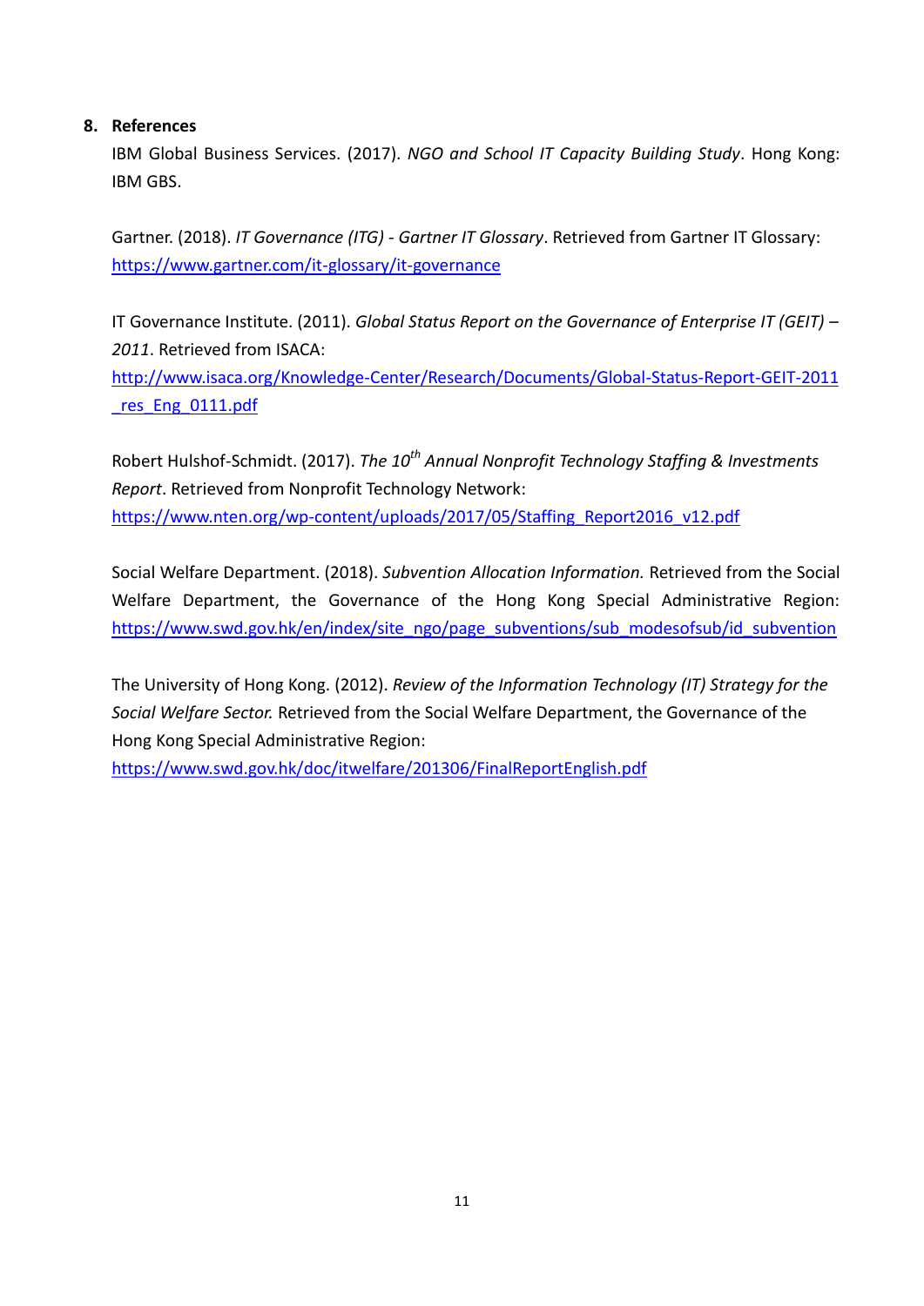## 8. References

IBM Global Business Services. (2017). *NGO and School IT Capacity Building Study*. Hong Kong: IBM GBS.

Gartner. (2018). *IT Governance (ITG) - Gartner IT Glossary*. Retrieved from Gartner IT Glossary: https://www.gartner.com/it-glossary/it-governance

IT Governance Institute. (2011). *Global Status Report on the Governance of Enterprise IT (GEIT) – 2011*. Retrieved from ISACA: http://www.isaca.org/Knowledge-Center/Research/Documents/Global-Status-Report-GEIT-2011_res_Eng_0111.pdf

Robert Hulshof-Schmidt. (2017). *The 10th Annual Nonprofit Technology Staffing & Investments Report*. Retrieved from Nonprofit Technology Network: https://www.nten.org/wp-content/uploads/2017/05/Staffing_Report2016_v12.pdf

Social Welfare Department. (2018). *Subvention Allocation Information.* Retrieved from the Social Welfare Department, the Governance of the Hong Kong Special Administrative Region: https://www.swd.gov.hk/en/index/site_ngo/page_subventions/sub_modesofsub/id_subvention

The University of Hong Kong. (2012). *Review of the Information Technology (IT) Strategy for the Social Welfare Sector.* Retrieved from the Social Welfare Department, the Governance of the Hong Kong Special Administrative Region: https://www.swd.gov.hk/doc/itwelfare/201306/FinalReportEnglish.pdf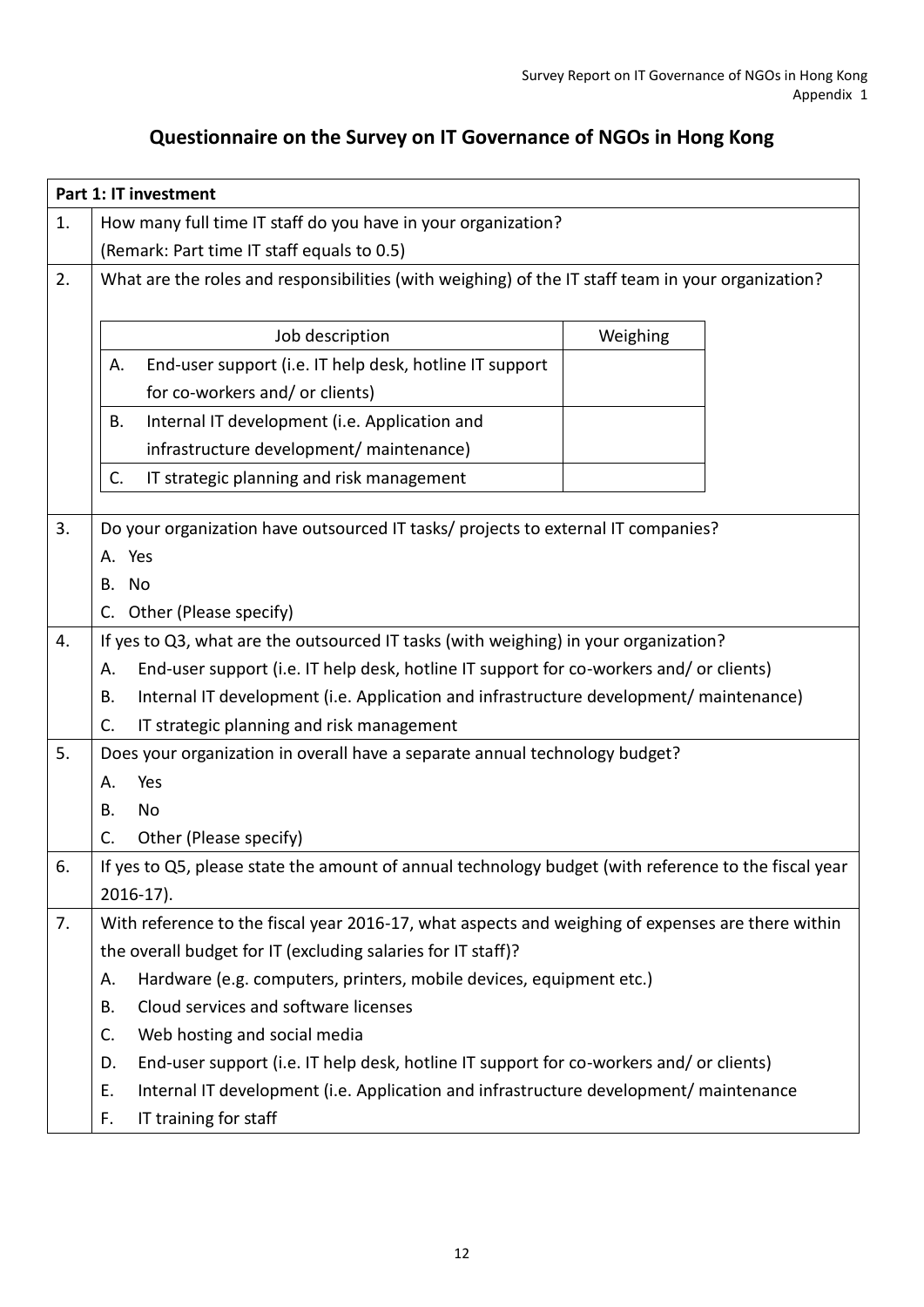# Questionnaire on the Survey on IT Governance of NGOs in Hong Kong

**Part 1: IT investment**

1. How many full time IT staff do you have in your organization?
   (Remark: Part time IT staff equals to 0.5)

2. What are the roles and responsibilities (with weighing) of the IT staff team in your organization?

| Job description | Weighing |
|---|---|
| A. End-user support (i.e. IT help desk, hotline IT support for co-workers and/ or clients) | |
| B. Internal IT development (i.e. Application and infrastructure development/ maintenance) | |
| C. IT strategic planning and risk management | |

3. Do your organization have outsourced IT tasks/ projects to external IT companies?
   A. Yes
   B. No
   C. Other (Please specify)

4. If yes to Q3, what are the outsourced IT tasks (with weighing) in your organization?
   A. End-user support (i.e. IT help desk, hotline IT support for co-workers and/ or clients)
   B. Internal IT development (i.e. Application and infrastructure development/ maintenance)
   C. IT strategic planning and risk management

5. Does your organization in overall have a separate annual technology budget?
   A. Yes
   B. No
   C. Other (Please specify)

6. If yes to Q5, please state the amount of annual technology budget (with reference to the fiscal year 2016-17).

7. With reference to the fiscal year 2016-17, what aspects and weighing of expenses are there within the overall budget for IT (excluding salaries for IT staff)?
   A. Hardware (e.g. computers, printers, mobile devices, equipment etc.)
   B. Cloud services and software licenses
   C. Web hosting and social media
   D. End-user support (i.e. IT help desk, hotline IT support for co-workers and/ or clients)
   E. Internal IT development (i.e. Application and infrastructure development/ maintenance
   F. IT training for staff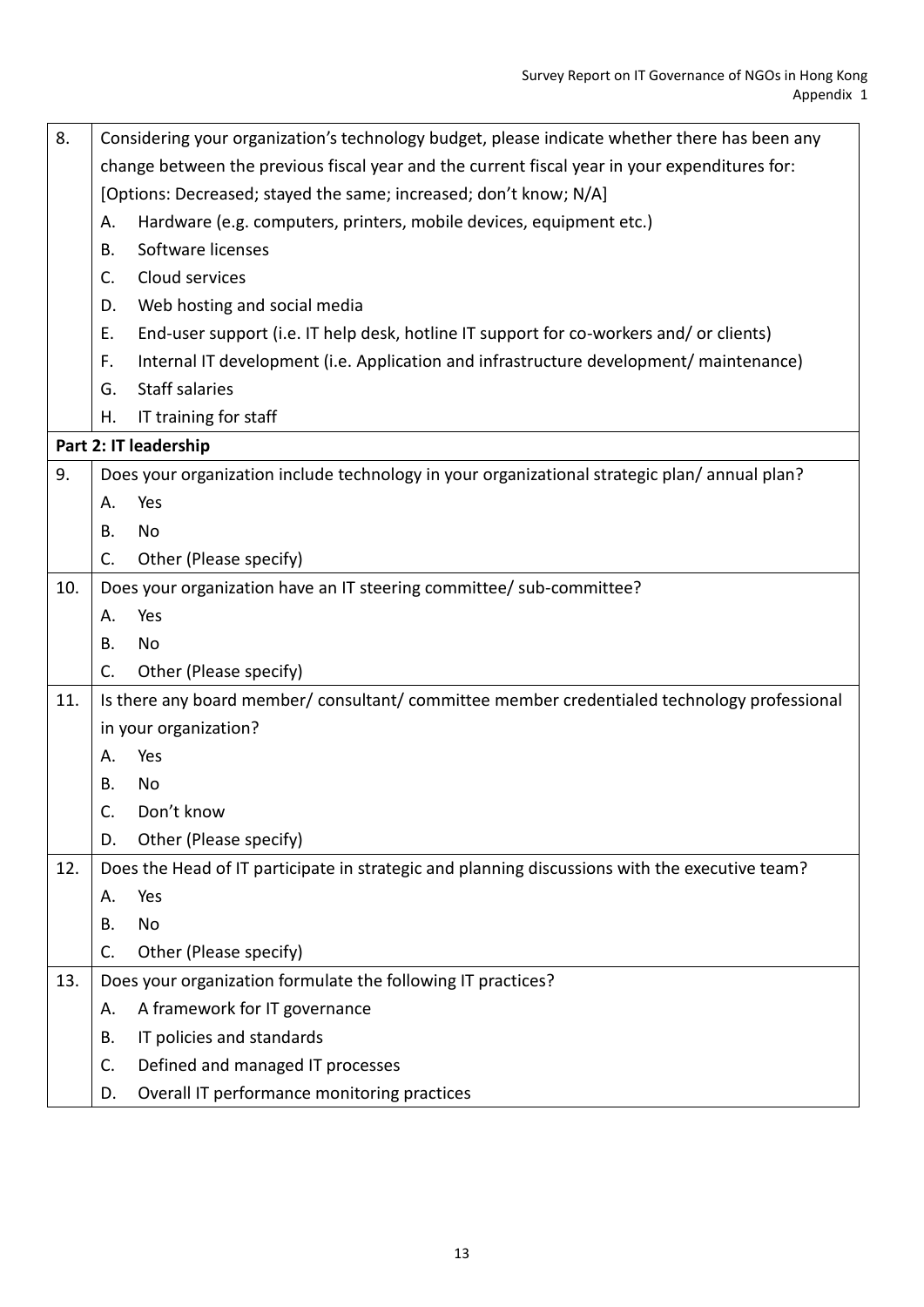| | |
|---|---|
| 8. | Considering your organization's technology budget, please indicate whether there has been any change between the previous fiscal year and the current fiscal year in your expenditures for:<br>[Options: Decreased; stayed the same; increased; don't know; N/A]<br>A. Hardware (e.g. computers, printers, mobile devices, equipment etc.)<br>B. Software licenses<br>C. Cloud services<br>D. Web hosting and social media<br>E. End-user support (i.e. IT help desk, hotline IT support for co-workers and/ or clients)<br>F. Internal IT development (i.e. Application and infrastructure development/ maintenance)<br>G. Staff salaries<br>H. IT training for staff |
| **Part 2: IT leadership** | |
| 9. | Does your organization include technology in your organizational strategic plan/ annual plan?<br>A. Yes<br>B. No<br>C. Other (Please specify) |
| 10. | Does your organization have an IT steering committee/ sub-committee?<br>A. Yes<br>B. No<br>C. Other (Please specify) |
| 11. | Is there any board member/ consultant/ committee member credentialed technology professional in your organization?<br>A. Yes<br>B. No<br>C. Don't know<br>D. Other (Please specify) |
| 12. | Does the Head of IT participate in strategic and planning discussions with the executive team?<br>A. Yes<br>B. No<br>C. Other (Please specify) |
| 13. | Does your organization formulate the following IT practices?<br>A. A framework for IT governance<br>B. IT policies and standards<br>C. Defined and managed IT processes<br>D. Overall IT performance monitoring practices |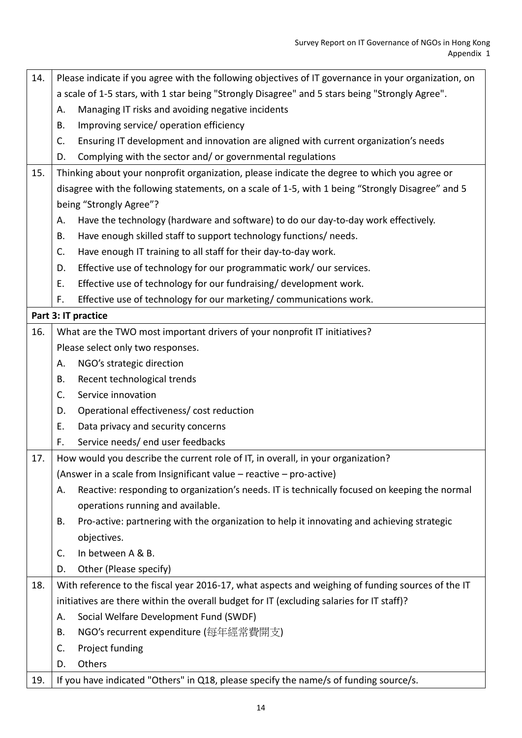| | |
|---|---|
| 14. | Please indicate if you agree with the following objectives of IT governance in your organization, on a scale of 1-5 stars, with 1 star being "Strongly Disagree" and 5 stars being "Strongly Agree".<br>A. Managing IT risks and avoiding negative incidents<br>B. Improving service/ operation efficiency<br>C. Ensuring IT development and innovation are aligned with current organization's needs<br>D. Complying with the sector and/ or governmental regulations |
| 15. | Thinking about your nonprofit organization, please indicate the degree to which you agree or disagree with the following statements, on a scale of 1-5, with 1 being "Strongly Disagree" and 5 being "Strongly Agree"?<br>A. Have the technology (hardware and software) to do our day-to-day work effectively.<br>B. Have enough skilled staff to support technology functions/ needs.<br>C. Have enough IT training to all staff for their day-to-day work.<br>D. Effective use of technology for our programmatic work/ our services.<br>E. Effective use of technology for our fundraising/ development work.<br>F. Effective use of technology for our marketing/ communications work. |
| **Part 3: IT practice** | |
| 16. | What are the TWO most important drivers of your nonprofit IT initiatives?<br>Please select only two responses.<br>A. NGO's strategic direction<br>B. Recent technological trends<br>C. Service innovation<br>D. Operational effectiveness/ cost reduction<br>E. Data privacy and security concerns<br>F. Service needs/ end user feedbacks |
| 17. | How would you describe the current role of IT, in overall, in your organization?<br>(Answer in a scale from Insignificant value – reactive – pro-active)<br>A. Reactive: responding to organization's needs. IT is technically focused on keeping the normal operations running and available.<br>B. Pro-active: partnering with the organization to help it innovating and achieving strategic objectives.<br>C. In between A & B.<br>D. Other (Please specify) |
| 18. | With reference to the fiscal year 2016-17, what aspects and weighing of funding sources of the IT initiatives are there within the overall budget for IT (excluding salaries for IT staff)?<br>A. Social Welfare Development Fund (SWDF)<br>B. NGO's recurrent expenditure (每年經常費開支)<br>C. Project funding<br>D. Others |
| 19. | If you have indicated "Others" in Q18, please specify the name/s of funding source/s. |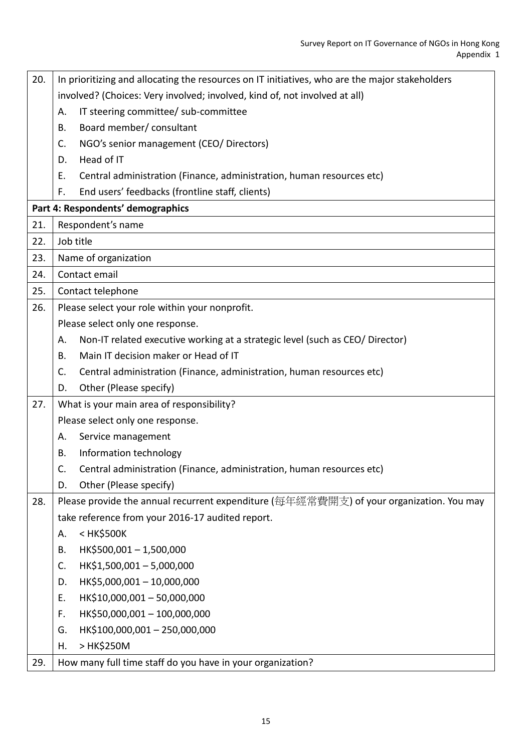| | |
|---|---|
| 20. | In prioritizing and allocating the resources on IT initiatives, who are the major stakeholders involved? (Choices: Very involved; involved, kind of, not involved at all)<br>A. IT steering committee/ sub-committee<br>B. Board member/ consultant<br>C. NGO's senior management (CEO/ Directors)<br>D. Head of IT<br>E. Central administration (Finance, administration, human resources etc)<br>F. End users' feedbacks (frontline staff, clients) |
| **Part 4: Respondents' demographics** | |
| 21. | Respondent's name |
| 22. | Job title |
| 23. | Name of organization |
| 24. | Contact email |
| 25. | Contact telephone |
| 26. | Please select your role within your nonprofit.<br>Please select only one response.<br>A. Non-IT related executive working at a strategic level (such as CEO/ Director)<br>B. Main IT decision maker or Head of IT<br>C. Central administration (Finance, administration, human resources etc)<br>D. Other (Please specify) |
| 27. | What is your main area of responsibility?<br>Please select only one response.<br>A. Service management<br>B. Information technology<br>C. Central administration (Finance, administration, human resources etc)<br>D. Other (Please specify) |
| 28. | Please provide the annual recurrent expenditure (每年經常費開支) of your organization. You may take reference from your 2016-17 audited report.<br>A. < HK$500K<br>B. HK$500,001 – 1,500,000<br>C. HK$1,500,001 – 5,000,000<br>D. HK$5,000,001 – 10,000,000<br>E. HK$10,000,001 – 50,000,000<br>F. HK$50,000,001 – 100,000,000<br>G. HK$100,000,001 – 250,000,000<br>H. > HK$250M |
| 29. | How many full time staff do you have in your organization? |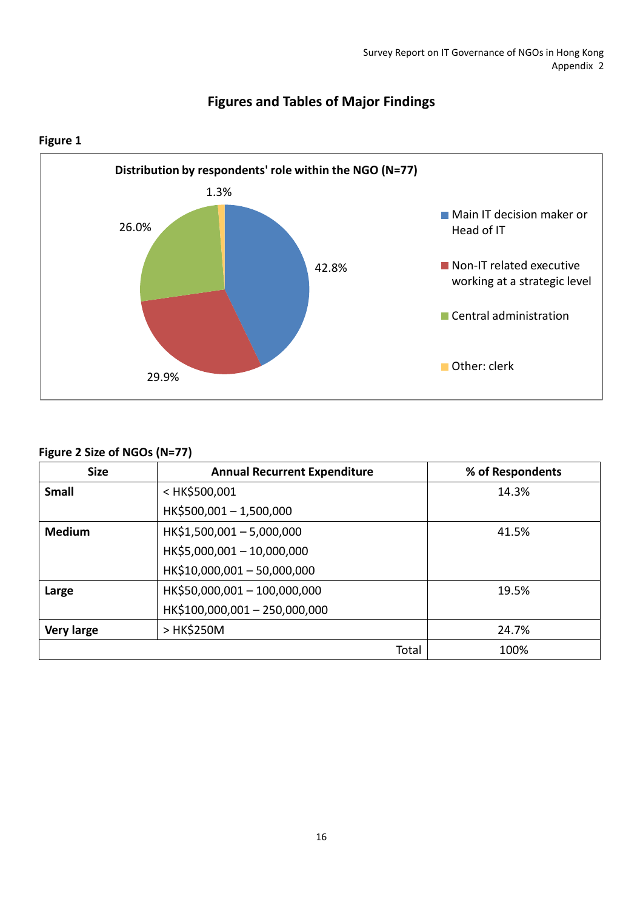# Figures and Tables of Major Findings

**Figure 1**

**Distribution by respondents' role within the NGO (N=77)**

- Main IT decision maker or Head of IT: 42.8%
- Non-IT related executive working at a strategic level: 29.9%
- Central administration: 26.0%
- Other: clerk: 1.3%

**Figure 2 Size of NGOs (N=77)**

| Size | Annual Recurrent Expenditure | % of Respondents |
|---|---|---|
| **Small** | < HK$500,001<br>HK$500,001 – 1,500,000 | 14.3% |
| **Medium** | HK$1,500,001 – 5,000,000<br>HK$5,000,001 – 10,000,000<br>HK$10,000,001 – 50,000,000 | 41.5% |
| **Large** | HK$50,000,001 – 100,000,000<br>HK$100,000,001 – 250,000,000 | 19.5% |
| **Very large** | > HK$250M | 24.7% |
| | Total | 100% |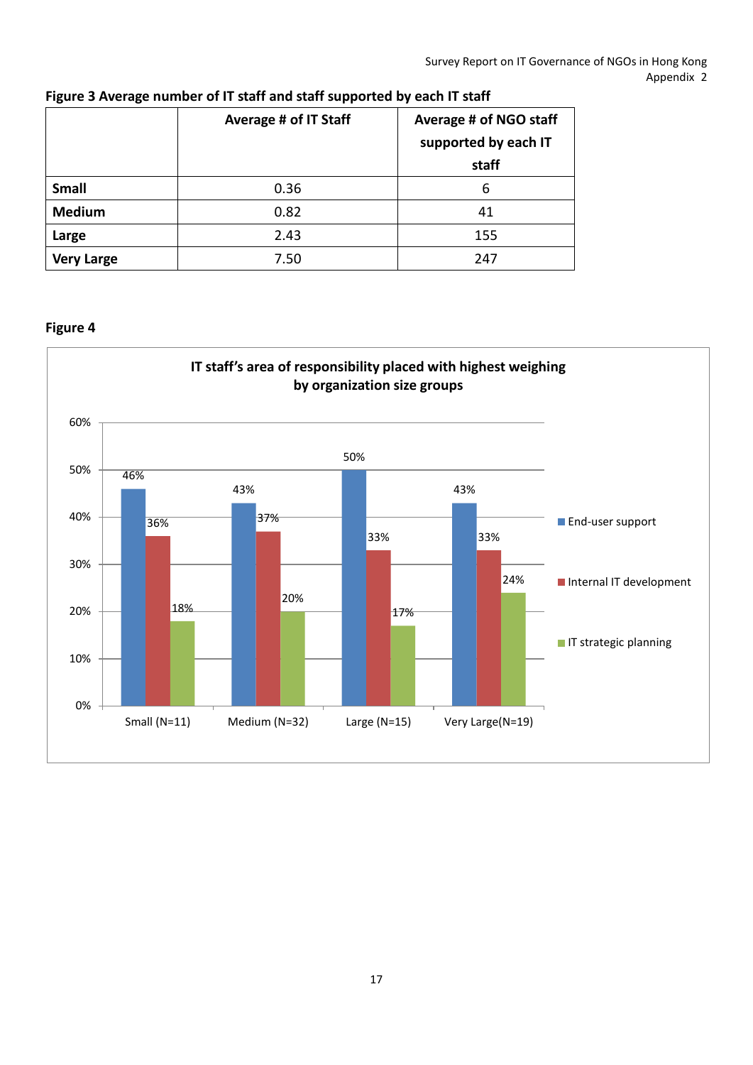**Figure 3 Average number of IT staff and staff supported by each IT staff**

| | Average # of IT Staff | Average # of NGO staff supported by each IT staff |
|---|---|---|
| **Small** | 0.36 | 6 |
| **Medium** | 0.82 | 41 |
| **Large** | 2.43 | 155 |
| **Very Large** | 7.50 | 247 |

**Figure 4**

**IT staff's area of responsibility placed with highest weighing by organization size groups**

| | End-user support | Internal IT development | IT strategic planning |
|---|---|---|---|
| Small (N=11) | 46% | 36% | 18% |
| Medium (N=32) | 43% | 37% | 20% |
| Large (N=15) | 50% | 33% | 17% |
| Very Large(N=19) | 43% | 33% | 24% |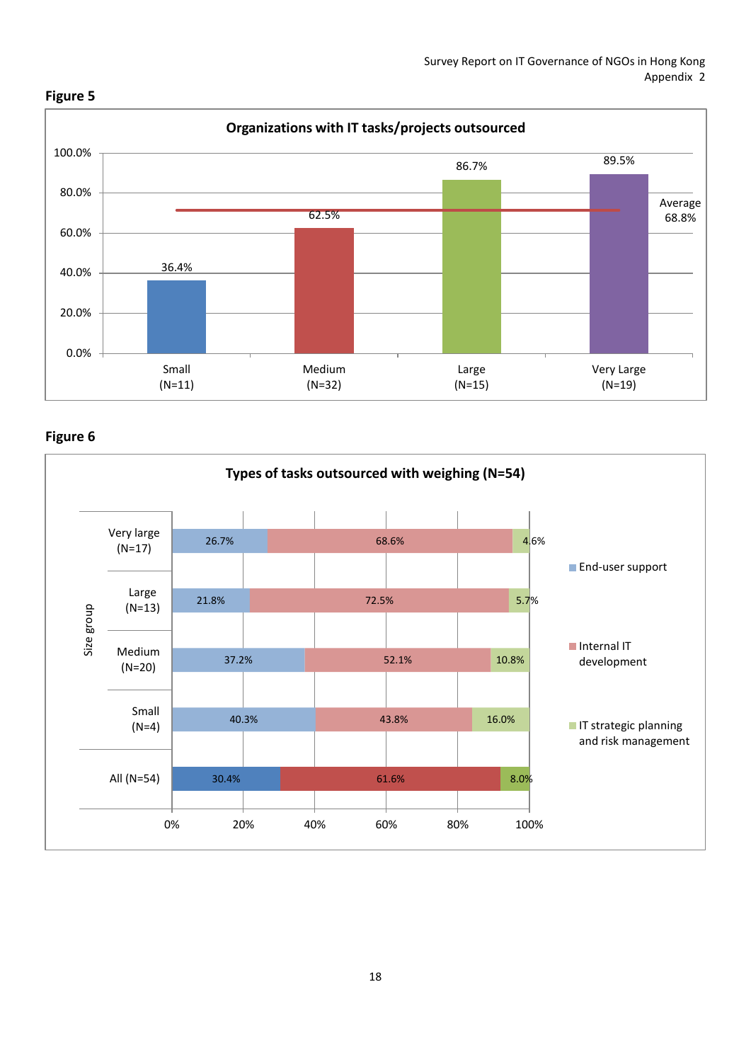**Figure 5**

**Organizations with IT tasks/projects outsourced**

| Size group | Percentage |
|---|---|
| Small (N=11) | 36.4% |
| Medium (N=32) | 62.5% |
| Large (N=15) | 86.7% |
| Very Large (N=19) | 89.5% |

Average 68.8%

**Figure 6**

**Types of tasks outsourced with weighing (N=54)**

| Size group | End-user support | Internal IT development | IT strategic planning and risk management |
|---|---|---|---|
| Very large (N=17) | 26.7% | 68.6% | 4.6% |
| Large (N=13) | 21.8% | 72.5% | 5.7% |
| Medium (N=20) | 37.2% | 52.1% | 10.8% |
| Small (N=4) | 40.3% | 43.8% | 16.0% |
| All (N=54) | 30.4% | 61.6% | 8.0% |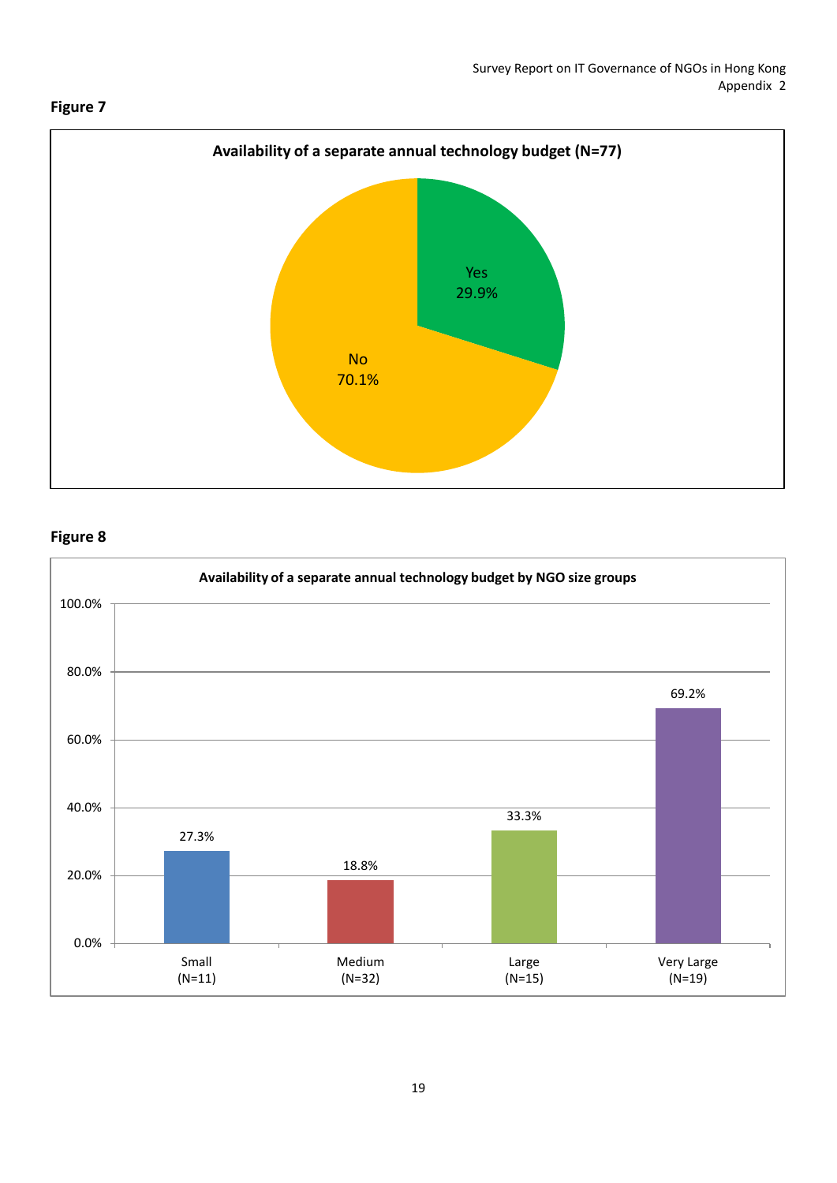**Figure 7**

**Availability of a separate annual technology budget (N=77)**

| Response | Percentage |
|---|---|
| Yes | 29.9% |
| No | 70.1% |

**Figure 8**

**Availability of a separate annual technology budget by NGO size groups**

| NGO size group | Percentage |
|---|---|
| Small (N=11) | 27.3% |
| Medium (N=32) | 18.8% |
| Large (N=15) | 33.3% |
| Very Large (N=19) | 69.2% |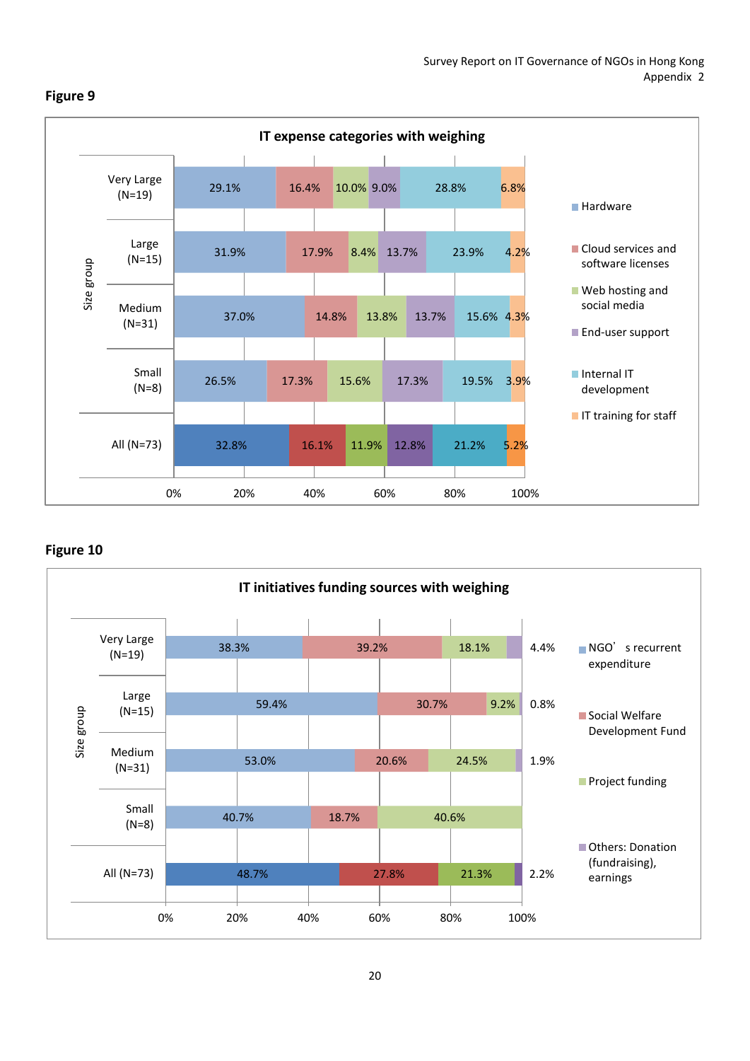## Figure 9

**IT expense categories with weighing**

| Size group | Hardware | Cloud services and software licenses | Web hosting and social media | End-user support | Internal IT development | IT training for staff |
|---|---|---|---|---|---|---|
| Very Large (N=19) | 29.1% | 16.4% | 10.0% | 9.0% | 28.8% | 6.8% |
| Large (N=15) | 31.9% | 17.9% | 8.4% | 13.7% | 23.9% | 4.2% |
| Medium (N=31) | 37.0% | 14.8% | 13.8% | 13.7% | 15.6% | 4.3% |
| Small (N=8) | 26.5% | 17.3% | 15.6% | 17.3% | 19.5% | 3.9% |
| All (N=73) | 32.8% | 16.1% | 11.9% | 12.8% | 21.2% | 5.2% |

## Figure 10

**IT initiatives funding sources with weighing**

| Size group | NGO's recurrent expenditure | Social Welfare Development Fund | Project funding | Others: Donation (fundraising), earnings |
|---|---|---|---|---|
| Very Large (N=19) | 38.3% | 39.2% | 18.1% | 4.4% |
| Large (N=15) | 59.4% | 30.7% | 9.2% | 0.8% |
| Medium (N=31) | 53.0% | 20.6% | 24.5% | 1.9% |
| Small (N=8) | 40.7% | 18.7% | 40.6% | |
| All (N=73) | 48.7% | 27.8% | 21.3% | 2.2% |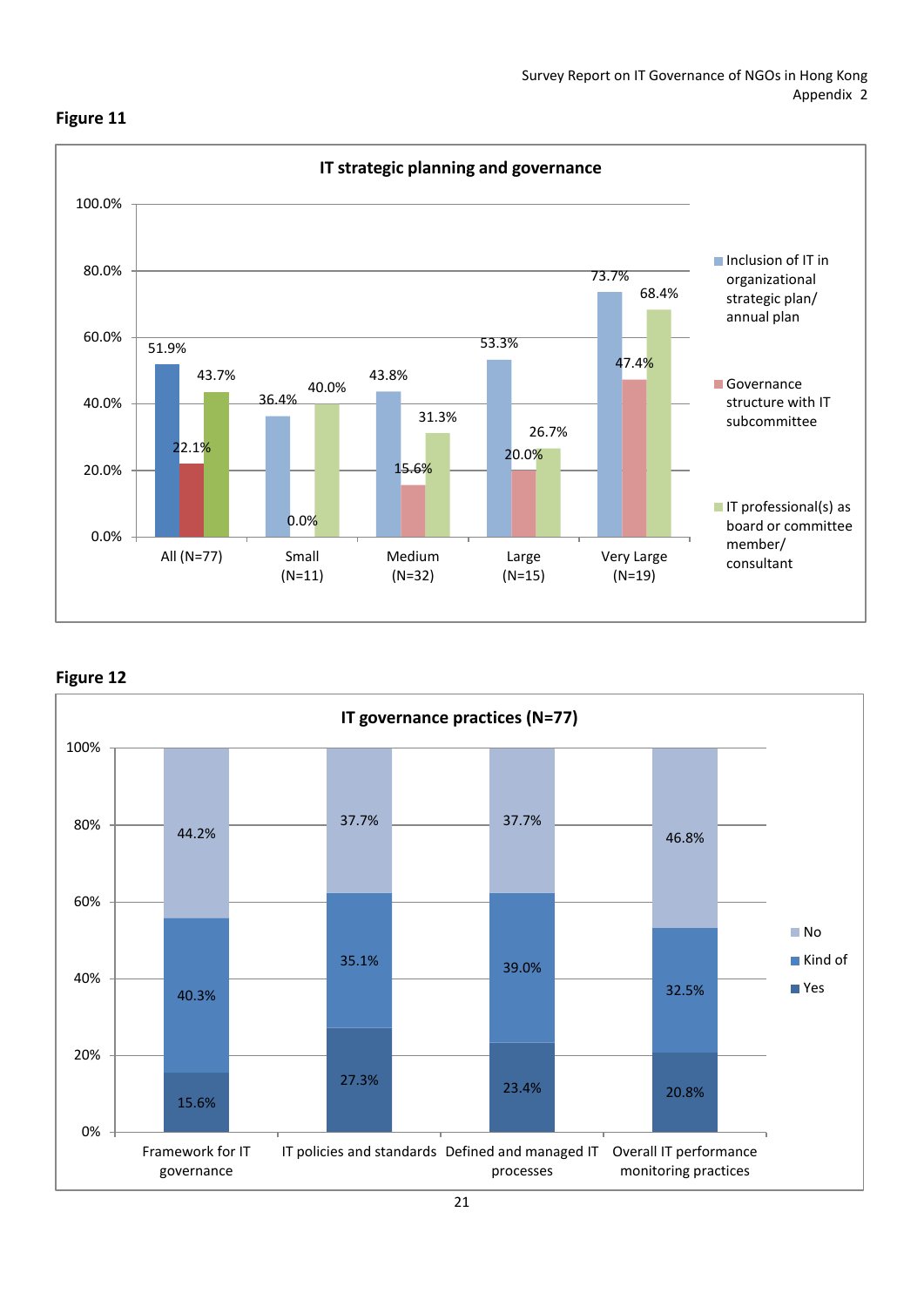## Figure 11

**IT strategic planning and governance**

| | All (N=77) | Small (N=11) | Medium (N=32) | Large (N=15) | Very Large (N=19) |
|---|---|---|---|---|---|
| Inclusion of IT in organizational strategic plan/ annual plan | 51.9% | 36.4% | 43.8% | 53.3% | 73.7% |
| Governance structure with IT subcommittee | 22.1% | 0.0% | 15.6% | 20.0% | 47.4% |
| IT professional(s) as board or committee member/ consultant | 43.7% | 40.0% | 31.3% | 26.7% | 68.4% |

## Figure 12

**IT governance practices (N=77)**

| | Framework for IT governance | IT policies and standards | Defined and managed IT processes | Overall IT performance monitoring practices |
|---|---|---|---|---|
| No | 44.2% | 37.7% | 37.7% | 46.8% |
| Kind of | 40.3% | 35.1% | 39.0% | 32.5% |
| Yes | 15.6% | 27.3% | 23.4% | 20.8% |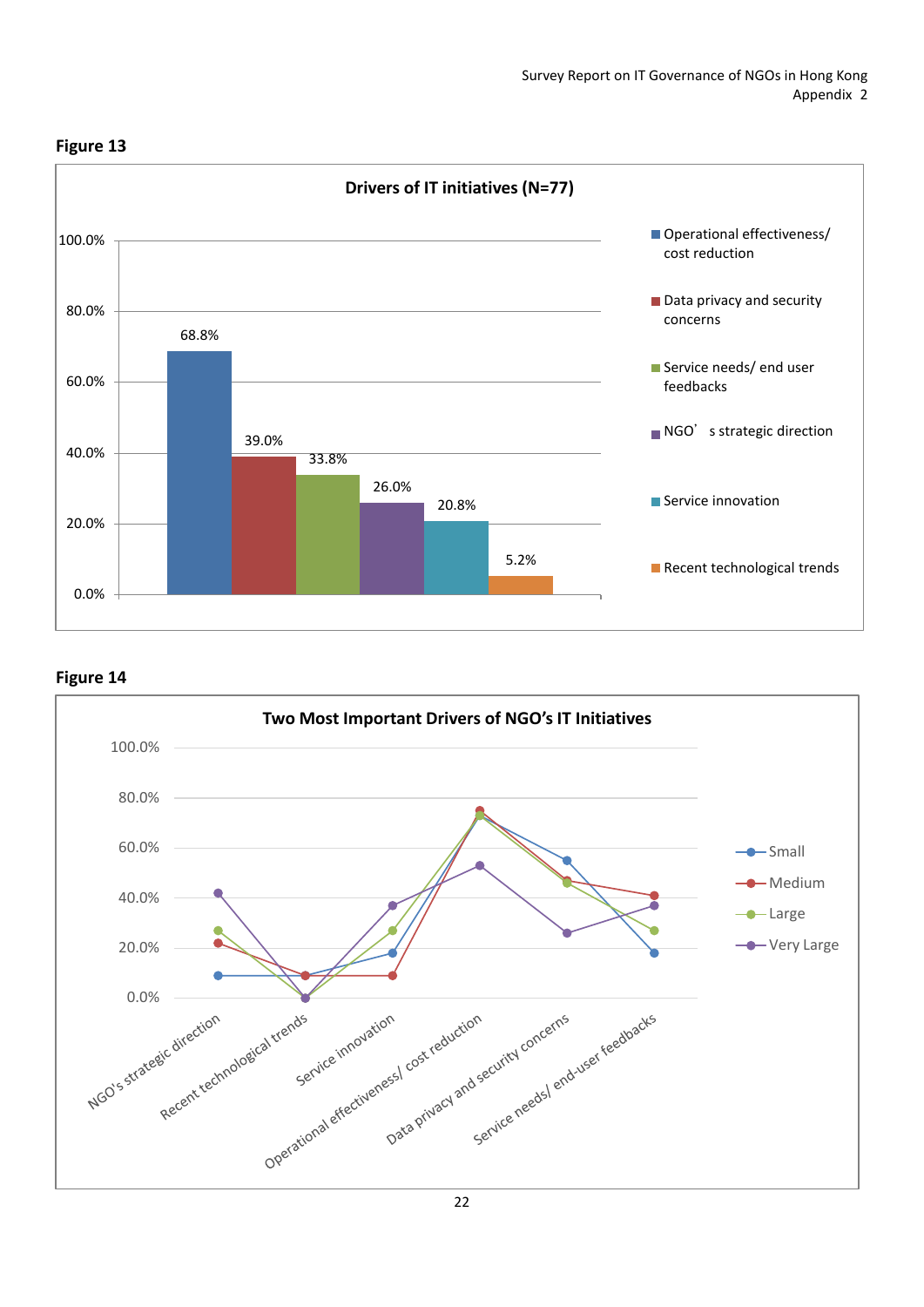**Figure 13**

**Drivers of IT initiatives (N=77)**

| Driver | Percentage |
|---|---|
| Operational effectiveness/ cost reduction | 68.8% |
| Data privacy and security concerns | 39.0% |
| Service needs/ end user feedbacks | 33.8% |
| NGO's strategic direction | 26.0% |
| Service innovation | 20.8% |
| Recent technological trends | 5.2% |

**Figure 14**

**Two Most Important Drivers of NGO's IT Initiatives**

Legend: Small, Medium, Large, Very Large

Categories: NGO's strategic direction; Recent technological trends; Service innovation; Operational effectiveness/ cost reduction; Data privacy and security concerns; Service needs/ end-user feedbacks

Y-axis: 0.0% – 100.0%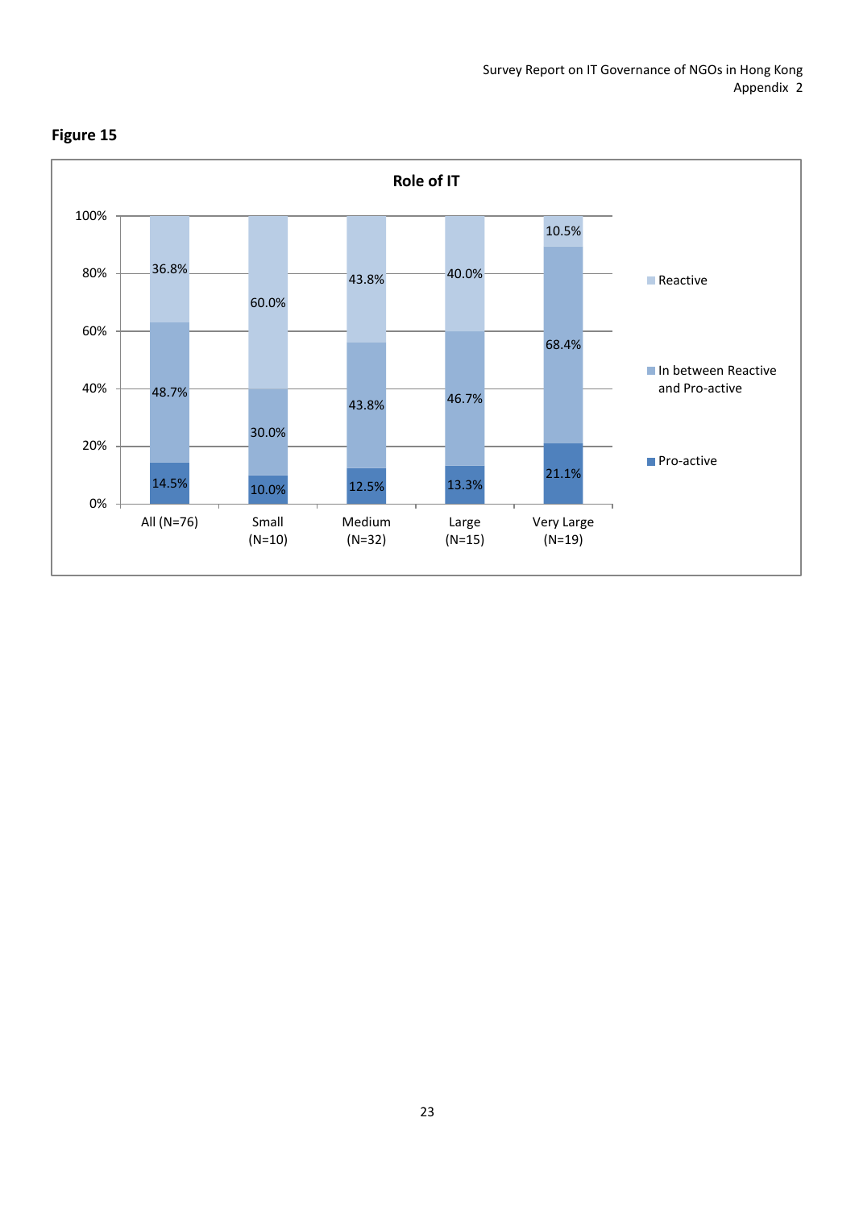**Figure 15**

**Role of IT**

| | Pro-active | In between Reactive and Pro-active | Reactive |
|---|---|---|---|
| All (N=76) | 14.5% | 48.7% | 36.8% |
| Small (N=10) | 10.0% | 30.0% | 60.0% |
| Medium (N=32) | 12.5% | 43.8% | 43.8% |
| Large (N=15) | 13.3% | 46.7% | 40.0% |
| Very Large (N=19) | 21.1% | 68.4% | 10.5% |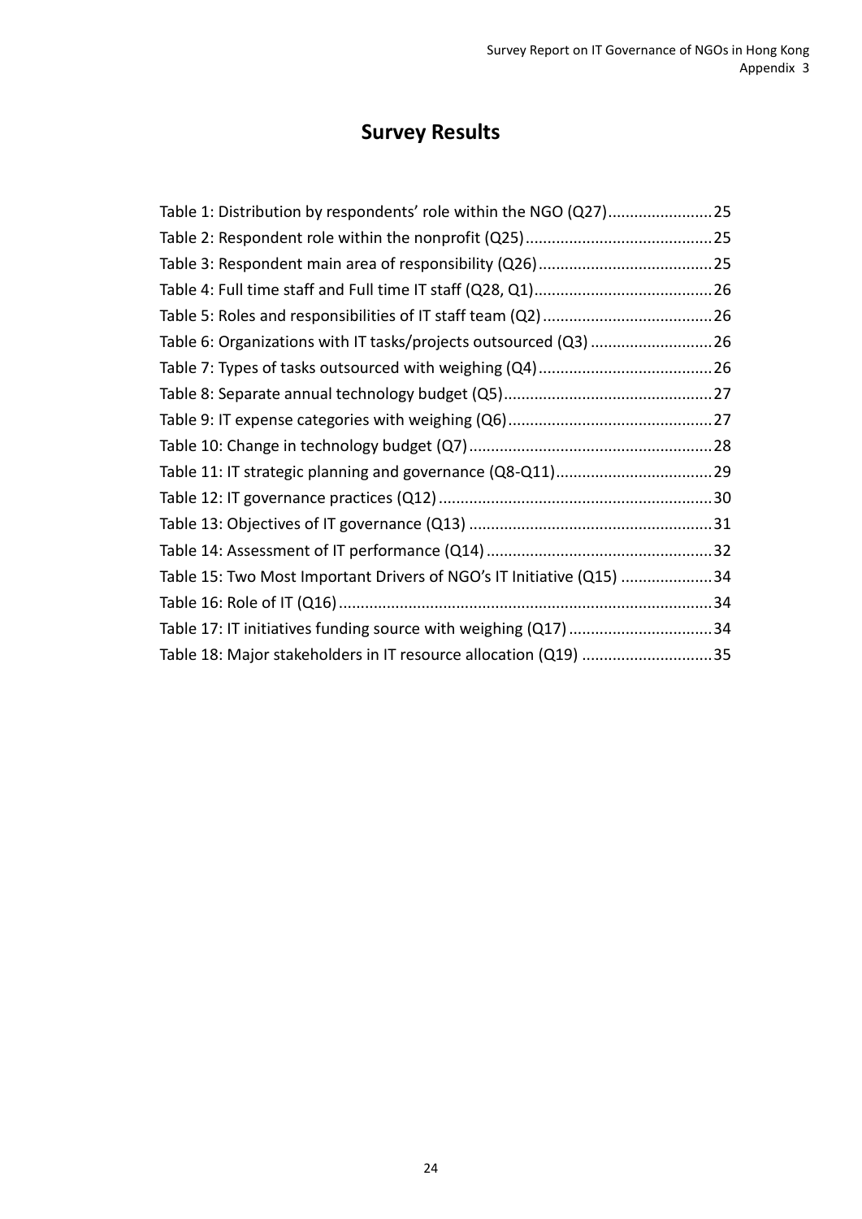# Survey Results

Table 1: Distribution by respondents' role within the NGO (Q27)........................25
Table 2: Respondent role within the nonprofit (Q25)...........................................25
Table 3: Respondent main area of responsibility (Q26)........................................25
Table 4: Full time staff and Full time IT staff (Q28, Q1).........................................26
Table 5: Roles and responsibilities of IT staff team (Q2).......................................26
Table 6: Organizations with IT tasks/projects outsourced (Q3) ............................26
Table 7: Types of tasks outsourced with weighing (Q4)........................................26
Table 8: Separate annual technology budget (Q5)................................................27
Table 9: IT expense categories with weighing (Q6)...............................................27
Table 10: Change in technology budget (Q7)........................................................28
Table 11: IT strategic planning and governance (Q8-Q11)....................................29
Table 12: IT governance practices (Q12)...............................................................30
Table 13: Objectives of IT governance (Q13) ........................................................31
Table 14: Assessment of IT performance (Q14)....................................................32
Table 15: Two Most Important Drivers of NGO's IT Initiative (Q15) .....................34
Table 16: Role of IT (Q16).....................................................................................34
Table 17: IT initiatives funding source with weighing (Q17).................................34
Table 18: Major stakeholders in IT resource allocation (Q19) ..............................35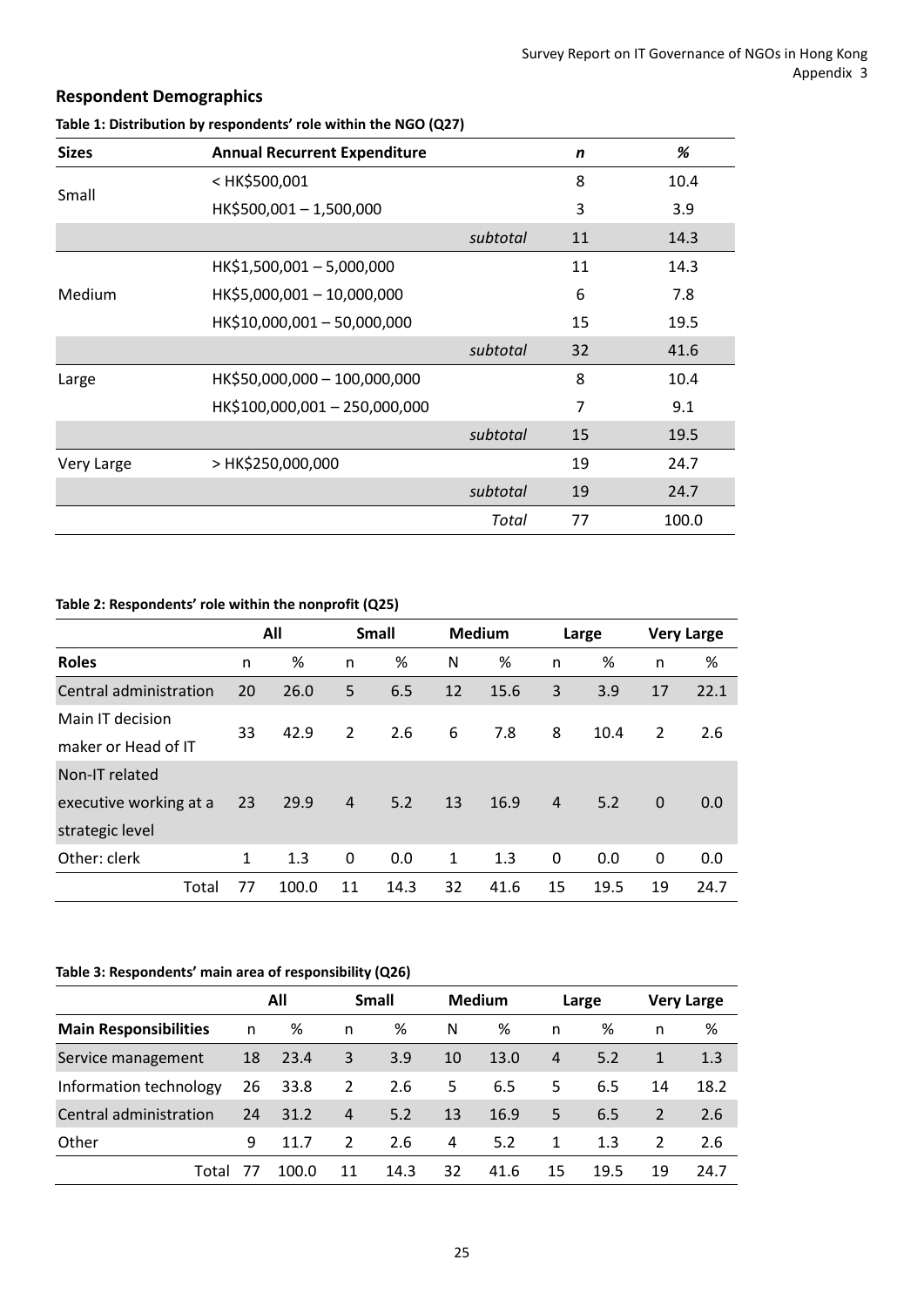## Respondent Demographics

**Table 1: Distribution by respondents' role within the NGO (Q27)**

| Sizes | Annual Recurrent Expenditure | | *n* | *%* |
|---|---|---|---|---|
| Small | < HK$500,001 | | 8 | 10.4 |
| | HK$500,001 – 1,500,000 | | 3 | 3.9 |
| | | *subtotal* | 11 | 14.3 |
| Medium | HK$1,500,001 – 5,000,000 | | 11 | 14.3 |
| | HK$5,000,001 – 10,000,000 | | 6 | 7.8 |
| | HK$10,000,001 – 50,000,000 | | 15 | 19.5 |
| | | *subtotal* | 32 | 41.6 |
| Large | HK$50,000,000 – 100,000,000 | | 8 | 10.4 |
| | HK$100,000,001 – 250,000,000 | | 7 | 9.1 |
| | | *subtotal* | 15 | 19.5 |
| Very Large | > HK$250,000,000 | | 19 | 24.7 |
| | | *subtotal* | 19 | 24.7 |
| | | *Total* | 77 | 100.0 |

**Table 2: Respondents' role within the nonprofit (Q25)**

| | All | | Small | | Medium | | Large | | Very Large | |
|---|---|---|---|---|---|---|---|---|---|---|
| **Roles** | n | % | n | % | N | % | n | % | n | % |
| Central administration | 20 | 26.0 | 5 | 6.5 | 12 | 15.6 | 3 | 3.9 | 17 | 22.1 |
| Main IT decision maker or Head of IT | 33 | 42.9 | 2 | 2.6 | 6 | 7.8 | 8 | 10.4 | 2 | 2.6 |
| Non-IT related executive working at a strategic level | 23 | 29.9 | 4 | 5.2 | 13 | 16.9 | 4 | 5.2 | 0 | 0.0 |
| Other: clerk | 1 | 1.3 | 0 | 0.0 | 1 | 1.3 | 0 | 0.0 | 0 | 0.0 |
| Total | 77 | 100.0 | 11 | 14.3 | 32 | 41.6 | 15 | 19.5 | 19 | 24.7 |

**Table 3: Respondents' main area of responsibility (Q26)**

| | All | | Small | | Medium | | Large | | Very Large | |
|---|---|---|---|---|---|---|---|---|---|---|
| **Main Responsibilities** | n | % | n | % | N | % | n | % | n | % |
| Service management | 18 | 23.4 | 3 | 3.9 | 10 | 13.0 | 4 | 5.2 | 1 | 1.3 |
| Information technology | 26 | 33.8 | 2 | 2.6 | 5 | 6.5 | 5 | 6.5 | 14 | 18.2 |
| Central administration | 24 | 31.2 | 4 | 5.2 | 13 | 16.9 | 5 | 6.5 | 2 | 2.6 |
| Other | 9 | 11.7 | 2 | 2.6 | 4 | 5.2 | 1 | 1.3 | 2 | 2.6 |
| Total | 77 | 100.0 | 11 | 14.3 | 32 | 41.6 | 15 | 19.5 | 19 | 24.7 |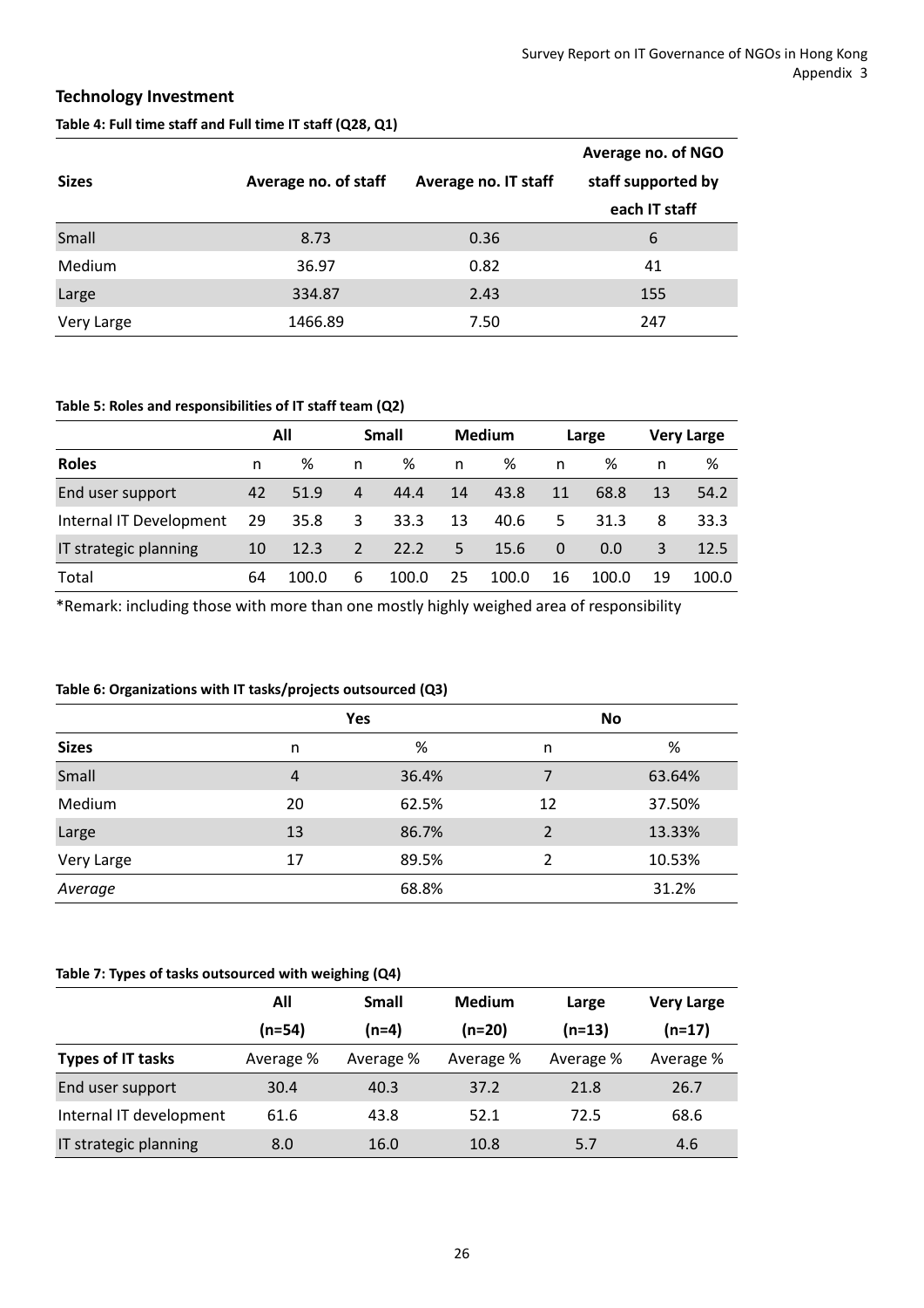## Technology Investment

**Table 4: Full time staff and Full time IT staff (Q28, Q1)**

| Sizes | Average no. of staff | Average no. IT staff | Average no. of NGO staff supported by each IT staff |
|---|---|---|---|
| Small | 8.73 | 0.36 | 6 |
| Medium | 36.97 | 0.82 | 41 |
| Large | 334.87 | 2.43 | 155 |
| Very Large | 1466.89 | 7.50 | 247 |

**Table 5: Roles and responsibilities of IT staff team (Q2)**

| | All | | Small | | Medium | | Large | | Very Large | |
|---|---|---|---|---|---|---|---|---|---|---|
| **Roles** | n | % | n | % | n | % | n | % | n | % |
| End user support | 42 | 51.9 | 4 | 44.4 | 14 | 43.8 | 11 | 68.8 | 13 | 54.2 |
| Internal IT Development | 29 | 35.8 | 3 | 33.3 | 13 | 40.6 | 5 | 31.3 | 8 | 33.3 |
| IT strategic planning | 10 | 12.3 | 2 | 22.2 | 5 | 15.6 | 0 | 0.0 | 3 | 12.5 |
| Total | 64 | 100.0 | 6 | 100.0 | 25 | 100.0 | 16 | 100.0 | 19 | 100.0 |

*Remark: including those with more than one mostly highly weighed area of responsibility

**Table 6: Organizations with IT tasks/projects outsourced (Q3)**

| | Yes | | No | |
|---|---|---|---|---|
| **Sizes** | n | % | n | % |
| Small | 4 | 36.4% | 7 | 63.64% |
| Medium | 20 | 62.5% | 12 | 37.50% |
| Large | 13 | 86.7% | 2 | 13.33% |
| Very Large | 17 | 89.5% | 2 | 10.53% |
| *Average* | | 68.8% | | 31.2% |

**Table 7: Types of tasks outsourced with weighing (Q4)**

| | All (n=54) | Small (n=4) | Medium (n=20) | Large (n=13) | Very Large (n=17) |
|---|---|---|---|---|---|
| **Types of IT tasks** | Average % | Average % | Average % | Average % | Average % |
| End user support | 30.4 | 40.3 | 37.2 | 21.8 | 26.7 |
| Internal IT development | 61.6 | 43.8 | 52.1 | 72.5 | 68.6 |
| IT strategic planning | 8.0 | 16.0 | 10.8 | 5.7 | 4.6 |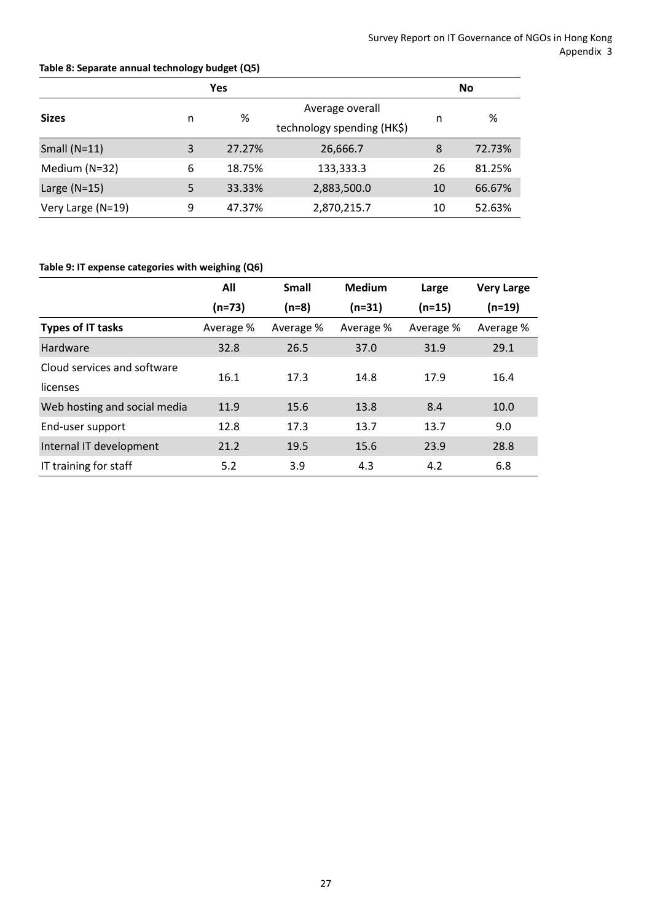**Table 8: Separate annual technology budget (Q5)**

| Sizes | Yes | | | No | |
|---|---|---|---|---|---|
| | n | % | Average overall technology spending (HK$) | n | % |
| Small (N=11) | 3 | 27.27% | 26,666.7 | 8 | 72.73% |
| Medium (N=32) | 6 | 18.75% | 133,333.3 | 26 | 81.25% |
| Large (N=15) | 5 | 33.33% | 2,883,500.0 | 10 | 66.67% |
| Very Large (N=19) | 9 | 47.37% | 2,870,215.7 | 10 | 52.63% |

**Table 9: IT expense categories with weighing (Q6)**

| | All (n=73) | Small (n=8) | Medium (n=31) | Large (n=15) | Very Large (n=19) |
|---|---|---|---|---|---|
| **Types of IT tasks** | Average % | Average % | Average % | Average % | Average % |
| Hardware | 32.8 | 26.5 | 37.0 | 31.9 | 29.1 |
| Cloud services and software licenses | 16.1 | 17.3 | 14.8 | 17.9 | 16.4 |
| Web hosting and social media | 11.9 | 15.6 | 13.8 | 8.4 | 10.0 |
| End-user support | 12.8 | 17.3 | 13.7 | 13.7 | 9.0 |
| Internal IT development | 21.2 | 19.5 | 15.6 | 23.9 | 28.8 |
| IT training for staff | 5.2 | 3.9 | 4.3 | 4.2 | 6.8 |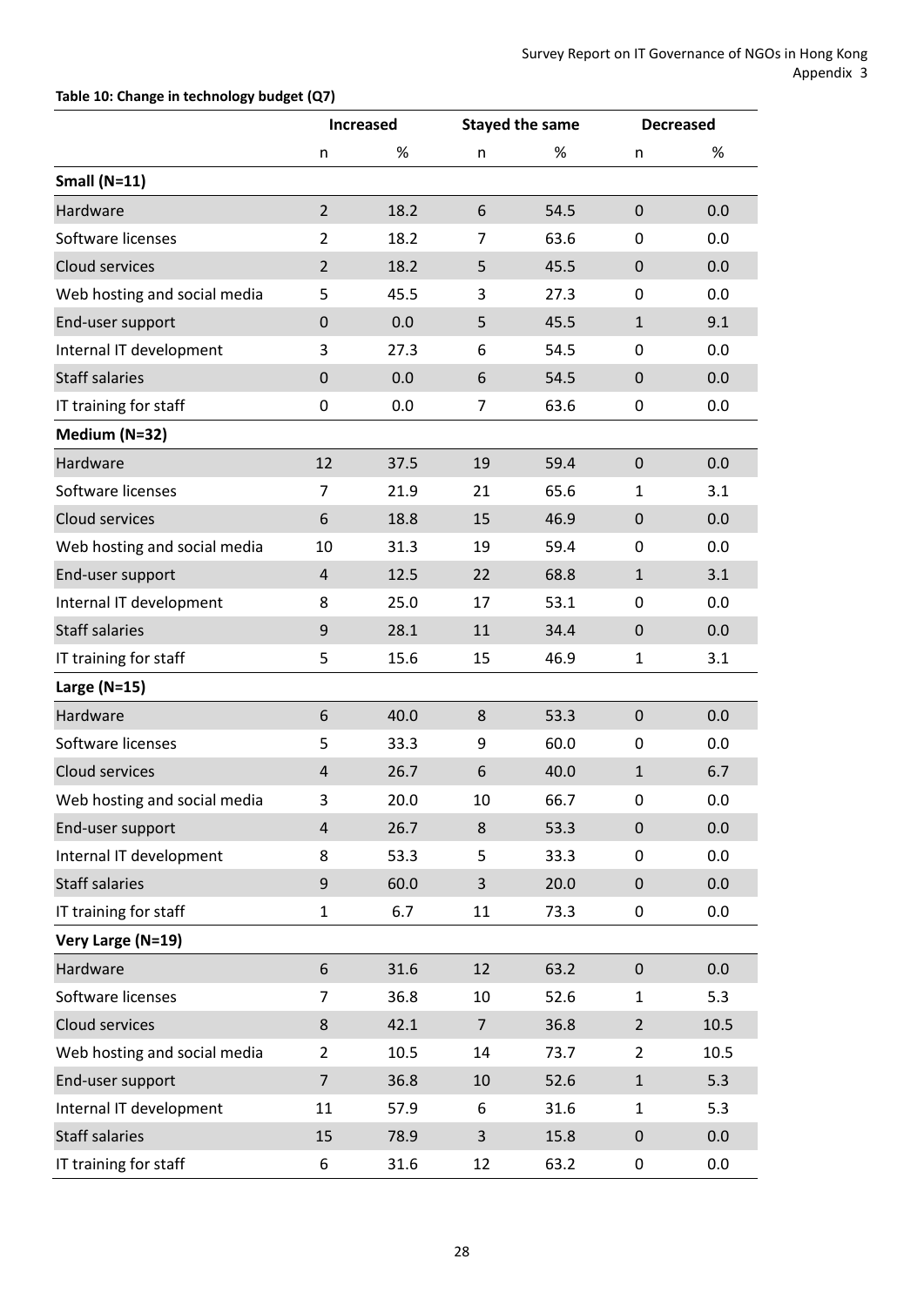**Table 10: Change in technology budget (Q7)**

| | Increased | | Stayed the same | | Decreased | |
|---|---|---|---|---|---|---|
| | n | % | n | % | n | % |
| **Small (N=11)** | | | | | | |
| Hardware | 2 | 18.2 | 6 | 54.5 | 0 | 0.0 |
| Software licenses | 2 | 18.2 | 7 | 63.6 | 0 | 0.0 |
| Cloud services | 2 | 18.2 | 5 | 45.5 | 0 | 0.0 |
| Web hosting and social media | 5 | 45.5 | 3 | 27.3 | 0 | 0.0 |
| End-user support | 0 | 0.0 | 5 | 45.5 | 1 | 9.1 |
| Internal IT development | 3 | 27.3 | 6 | 54.5 | 0 | 0.0 |
| Staff salaries | 0 | 0.0 | 6 | 54.5 | 0 | 0.0 |
| IT training for staff | 0 | 0.0 | 7 | 63.6 | 0 | 0.0 |
| **Medium (N=32)** | | | | | | |
| Hardware | 12 | 37.5 | 19 | 59.4 | 0 | 0.0 |
| Software licenses | 7 | 21.9 | 21 | 65.6 | 1 | 3.1 |
| Cloud services | 6 | 18.8 | 15 | 46.9 | 0 | 0.0 |
| Web hosting and social media | 10 | 31.3 | 19 | 59.4 | 0 | 0.0 |
| End-user support | 4 | 12.5 | 22 | 68.8 | 1 | 3.1 |
| Internal IT development | 8 | 25.0 | 17 | 53.1 | 0 | 0.0 |
| Staff salaries | 9 | 28.1 | 11 | 34.4 | 0 | 0.0 |
| IT training for staff | 5 | 15.6 | 15 | 46.9 | 1 | 3.1 |
| **Large (N=15)** | | | | | | |
| Hardware | 6 | 40.0 | 8 | 53.3 | 0 | 0.0 |
| Software licenses | 5 | 33.3 | 9 | 60.0 | 0 | 0.0 |
| Cloud services | 4 | 26.7 | 6 | 40.0 | 1 | 6.7 |
| Web hosting and social media | 3 | 20.0 | 10 | 66.7 | 0 | 0.0 |
| End-user support | 4 | 26.7 | 8 | 53.3 | 0 | 0.0 |
| Internal IT development | 8 | 53.3 | 5 | 33.3 | 0 | 0.0 |
| Staff salaries | 9 | 60.0 | 3 | 20.0 | 0 | 0.0 |
| IT training for staff | 1 | 6.7 | 11 | 73.3 | 0 | 0.0 |
| **Very Large (N=19)** | | | | | | |
| Hardware | 6 | 31.6 | 12 | 63.2 | 0 | 0.0 |
| Software licenses | 7 | 36.8 | 10 | 52.6 | 1 | 5.3 |
| Cloud services | 8 | 42.1 | 7 | 36.8 | 2 | 10.5 |
| Web hosting and social media | 2 | 10.5 | 14 | 73.7 | 2 | 10.5 |
| End-user support | 7 | 36.8 | 10 | 52.6 | 1 | 5.3 |
| Internal IT development | 11 | 57.9 | 6 | 31.6 | 1 | 5.3 |
| Staff salaries | 15 | 78.9 | 3 | 15.8 | 0 | 0.0 |
| IT training for staff | 6 | 31.6 | 12 | 63.2 | 0 | 0.0 |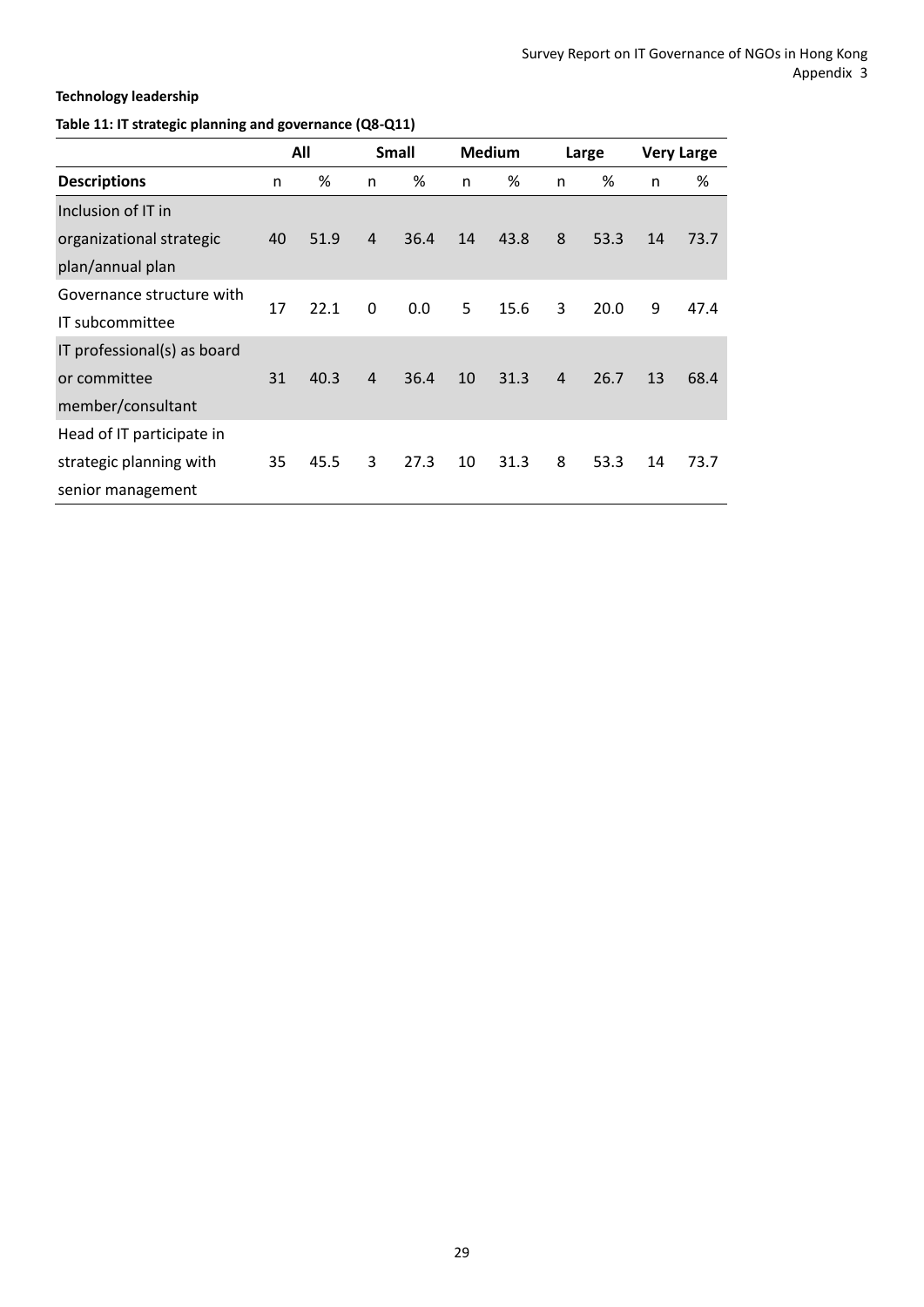**Technology leadership**

**Table 11: IT strategic planning and governance (Q8-Q11)**

| | All | | Small | | Medium | | Large | | Very Large | |
|---|---|---|---|---|---|---|---|---|---|---|
| **Descriptions** | n | % | n | % | n | % | n | % | n | % |
| Inclusion of IT in organizational strategic plan/annual plan | 40 | 51.9 | 4 | 36.4 | 14 | 43.8 | 8 | 53.3 | 14 | 73.7 |
| Governance structure with IT subcommittee | 17 | 22.1 | 0 | 0.0 | 5 | 15.6 | 3 | 20.0 | 9 | 47.4 |
| IT professional(s) as board or committee member/consultant | 31 | 40.3 | 4 | 36.4 | 10 | 31.3 | 4 | 26.7 | 13 | 68.4 |
| Head of IT participate in strategic planning with senior management | 35 | 45.5 | 3 | 27.3 | 10 | 31.3 | 8 | 53.3 | 14 | 73.7 |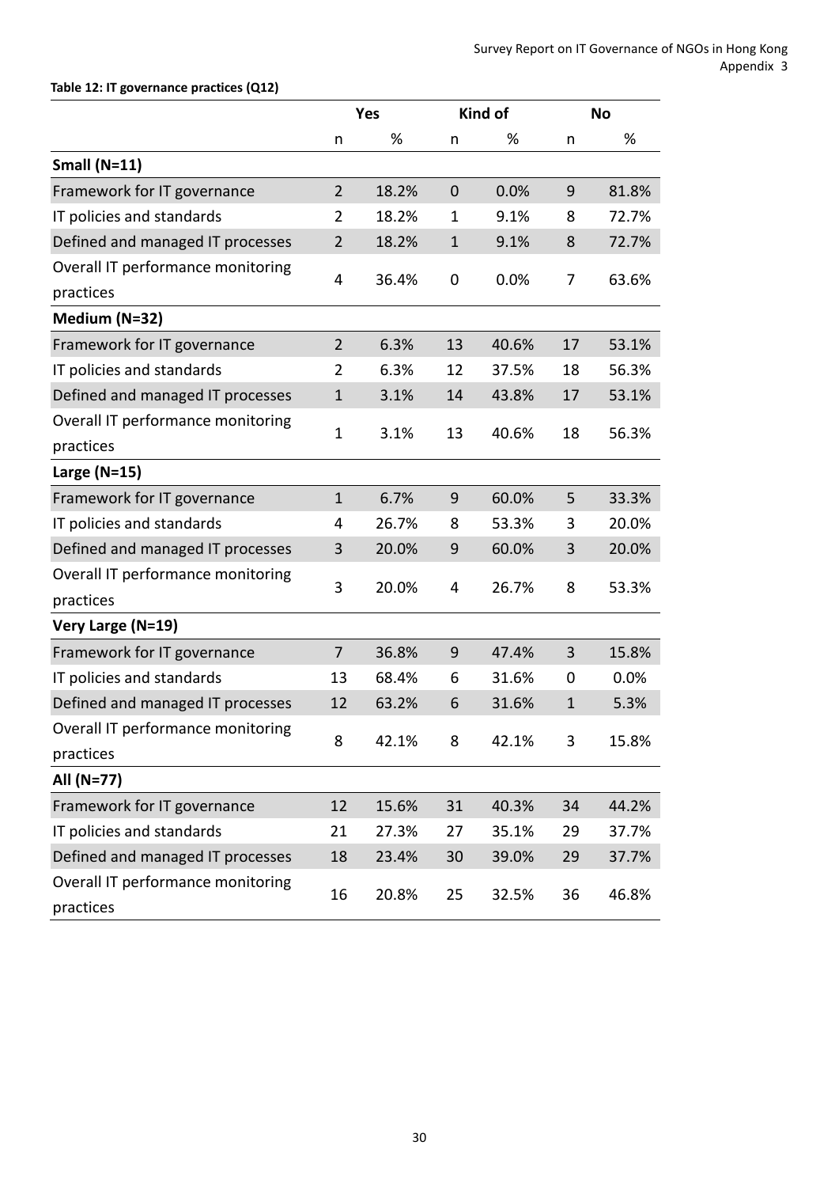**Table 12: IT governance practices (Q12)**

| | Yes | | Kind of | | No | |
|---|---|---|---|---|---|---|
| | n | % | n | % | n | % |
| **Small (N=11)** | | | | | | |
| Framework for IT governance | 2 | 18.2% | 0 | 0.0% | 9 | 81.8% |
| IT policies and standards | 2 | 18.2% | 1 | 9.1% | 8 | 72.7% |
| Defined and managed IT processes | 2 | 18.2% | 1 | 9.1% | 8 | 72.7% |
| Overall IT performance monitoring practices | 4 | 36.4% | 0 | 0.0% | 7 | 63.6% |
| **Medium (N=32)** | | | | | | |
| Framework for IT governance | 2 | 6.3% | 13 | 40.6% | 17 | 53.1% |
| IT policies and standards | 2 | 6.3% | 12 | 37.5% | 18 | 56.3% |
| Defined and managed IT processes | 1 | 3.1% | 14 | 43.8% | 17 | 53.1% |
| Overall IT performance monitoring practices | 1 | 3.1% | 13 | 40.6% | 18 | 56.3% |
| **Large (N=15)** | | | | | | |
| Framework for IT governance | 1 | 6.7% | 9 | 60.0% | 5 | 33.3% |
| IT policies and standards | 4 | 26.7% | 8 | 53.3% | 3 | 20.0% |
| Defined and managed IT processes | 3 | 20.0% | 9 | 60.0% | 3 | 20.0% |
| Overall IT performance monitoring practices | 3 | 20.0% | 4 | 26.7% | 8 | 53.3% |
| **Very Large (N=19)** | | | | | | |
| Framework for IT governance | 7 | 36.8% | 9 | 47.4% | 3 | 15.8% |
| IT policies and standards | 13 | 68.4% | 6 | 31.6% | 0 | 0.0% |
| Defined and managed IT processes | 12 | 63.2% | 6 | 31.6% | 1 | 5.3% |
| Overall IT performance monitoring practices | 8 | 42.1% | 8 | 42.1% | 3 | 15.8% |
| **All (N=77)** | | | | | | |
| Framework for IT governance | 12 | 15.6% | 31 | 40.3% | 34 | 44.2% |
| IT policies and standards | 21 | 27.3% | 27 | 35.1% | 29 | 37.7% |
| Defined and managed IT processes | 18 | 23.4% | 30 | 39.0% | 29 | 37.7% |
| Overall IT performance monitoring practices | 16 | 20.8% | 25 | 32.5% | 36 | 46.8% |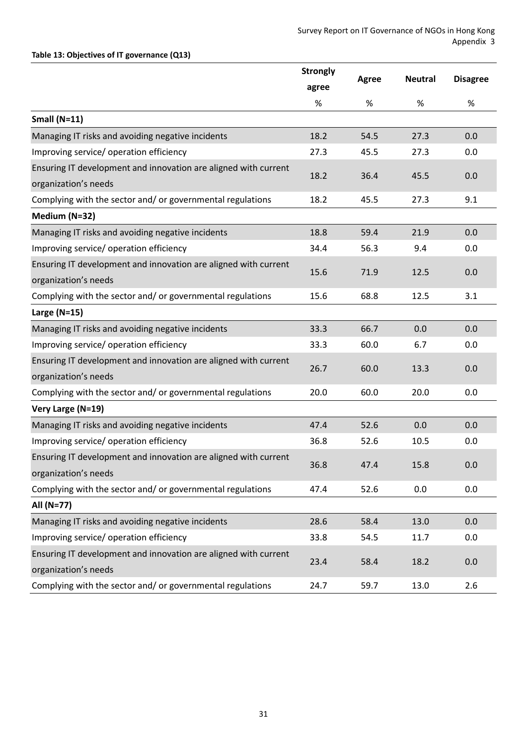**Table 13: Objectives of IT governance (Q13)**

| | Strongly agree | Agree | Neutral | Disagree |
|---|---|---|---|---|
| | % | % | % | % |
| **Small (N=11)** | | | | |
| Managing IT risks and avoiding negative incidents | 18.2 | 54.5 | 27.3 | 0.0 |
| Improving service/ operation efficiency | 27.3 | 45.5 | 27.3 | 0.0 |
| Ensuring IT development and innovation are aligned with current organization's needs | 18.2 | 36.4 | 45.5 | 0.0 |
| Complying with the sector and/ or governmental regulations | 18.2 | 45.5 | 27.3 | 9.1 |
| **Medium (N=32)** | | | | |
| Managing IT risks and avoiding negative incidents | 18.8 | 59.4 | 21.9 | 0.0 |
| Improving service/ operation efficiency | 34.4 | 56.3 | 9.4 | 0.0 |
| Ensuring IT development and innovation are aligned with current organization's needs | 15.6 | 71.9 | 12.5 | 0.0 |
| Complying with the sector and/ or governmental regulations | 15.6 | 68.8 | 12.5 | 3.1 |
| **Large (N=15)** | | | | |
| Managing IT risks and avoiding negative incidents | 33.3 | 66.7 | 0.0 | 0.0 |
| Improving service/ operation efficiency | 33.3 | 60.0 | 6.7 | 0.0 |
| Ensuring IT development and innovation are aligned with current organization's needs | 26.7 | 60.0 | 13.3 | 0.0 |
| Complying with the sector and/ or governmental regulations | 20.0 | 60.0 | 20.0 | 0.0 |
| **Very Large (N=19)** | | | | |
| Managing IT risks and avoiding negative incidents | 47.4 | 52.6 | 0.0 | 0.0 |
| Improving service/ operation efficiency | 36.8 | 52.6 | 10.5 | 0.0 |
| Ensuring IT development and innovation are aligned with current organization's needs | 36.8 | 47.4 | 15.8 | 0.0 |
| Complying with the sector and/ or governmental regulations | 47.4 | 52.6 | 0.0 | 0.0 |
| **All (N=77)** | | | | |
| Managing IT risks and avoiding negative incidents | 28.6 | 58.4 | 13.0 | 0.0 |
| Improving service/ operation efficiency | 33.8 | 54.5 | 11.7 | 0.0 |
| Ensuring IT development and innovation are aligned with current organization's needs | 23.4 | 58.4 | 18.2 | 0.0 |
| Complying with the sector and/ or governmental regulations | 24.7 | 59.7 | 13.0 | 2.6 |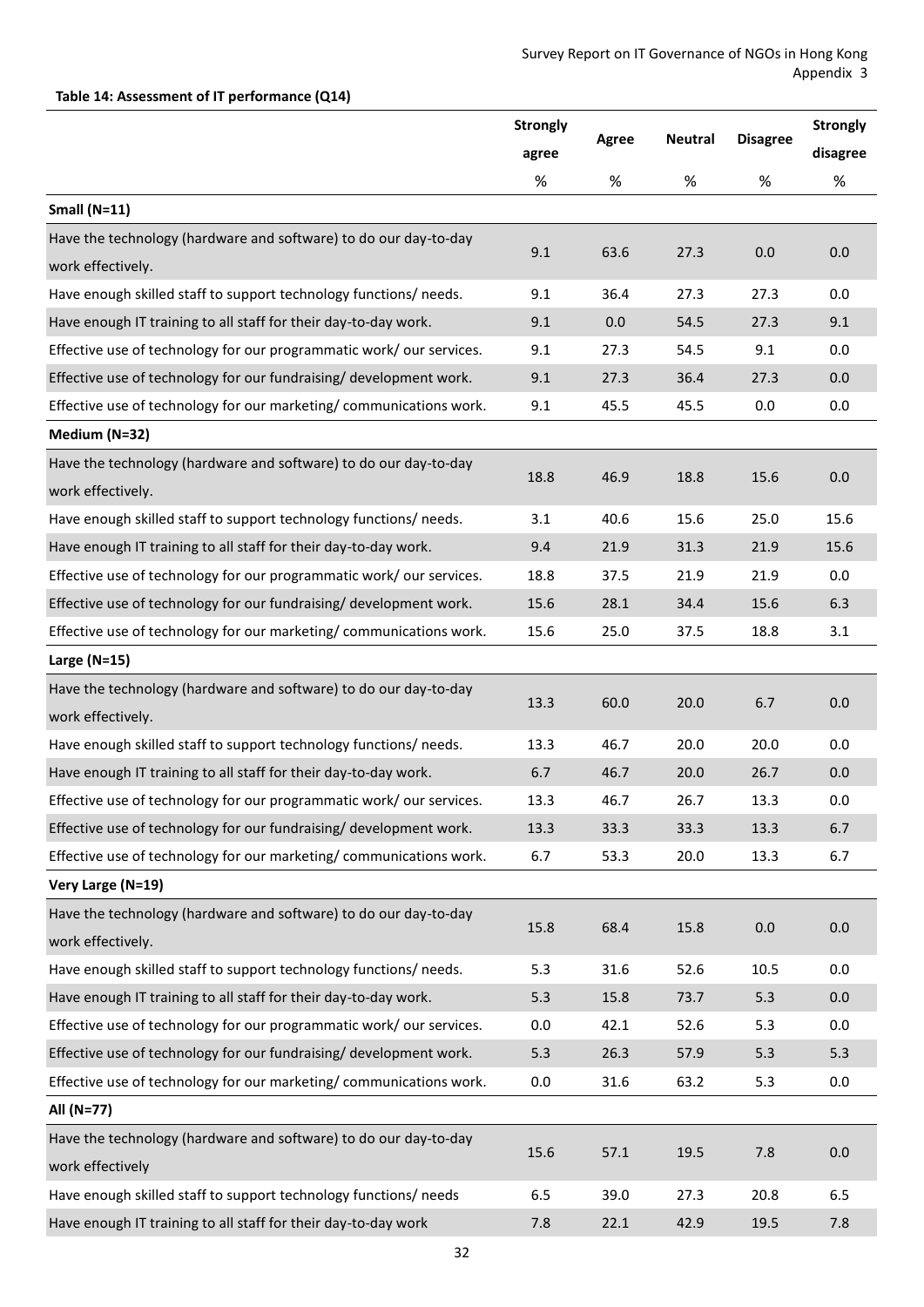**Table 14: Assessment of IT performance (Q14)**

| | Strongly agree | Agree | Neutral | Disagree | Strongly disagree |
|---|---|---|---|---|---|
| | % | % | % | % | % |
| **Small (N=11)** | | | | | |
| Have the technology (hardware and software) to do our day-to-day work effectively. | 9.1 | 63.6 | 27.3 | 0.0 | 0.0 |
| Have enough skilled staff to support technology functions/ needs. | 9.1 | 36.4 | 27.3 | 27.3 | 0.0 |
| Have enough IT training to all staff for their day-to-day work. | 9.1 | 0.0 | 54.5 | 27.3 | 9.1 |
| Effective use of technology for our programmatic work/ our services. | 9.1 | 27.3 | 54.5 | 9.1 | 0.0 |
| Effective use of technology for our fundraising/ development work. | 9.1 | 27.3 | 36.4 | 27.3 | 0.0 |
| Effective use of technology for our marketing/ communications work. | 9.1 | 45.5 | 45.5 | 0.0 | 0.0 |
| **Medium (N=32)** | | | | | |
| Have the technology (hardware and software) to do our day-to-day work effectively. | 18.8 | 46.9 | 18.8 | 15.6 | 0.0 |
| Have enough skilled staff to support technology functions/ needs. | 3.1 | 40.6 | 15.6 | 25.0 | 15.6 |
| Have enough IT training to all staff for their day-to-day work. | 9.4 | 21.9 | 31.3 | 21.9 | 15.6 |
| Effective use of technology for our programmatic work/ our services. | 18.8 | 37.5 | 21.9 | 21.9 | 0.0 |
| Effective use of technology for our fundraising/ development work. | 15.6 | 28.1 | 34.4 | 15.6 | 6.3 |
| Effective use of technology for our marketing/ communications work. | 15.6 | 25.0 | 37.5 | 18.8 | 3.1 |
| **Large (N=15)** | | | | | |
| Have the technology (hardware and software) to do our day-to-day work effectively. | 13.3 | 60.0 | 20.0 | 6.7 | 0.0 |
| Have enough skilled staff to support technology functions/ needs. | 13.3 | 46.7 | 20.0 | 20.0 | 0.0 |
| Have enough IT training to all staff for their day-to-day work. | 6.7 | 46.7 | 20.0 | 26.7 | 0.0 |
| Effective use of technology for our programmatic work/ our services. | 13.3 | 46.7 | 26.7 | 13.3 | 0.0 |
| Effective use of technology for our fundraising/ development work. | 13.3 | 33.3 | 33.3 | 13.3 | 6.7 |
| Effective use of technology for our marketing/ communications work. | 6.7 | 53.3 | 20.0 | 13.3 | 6.7 |
| **Very Large (N=19)** | | | | | |
| Have the technology (hardware and software) to do our day-to-day work effectively. | 15.8 | 68.4 | 15.8 | 0.0 | 0.0 |
| Have enough skilled staff to support technology functions/ needs. | 5.3 | 31.6 | 52.6 | 10.5 | 0.0 |
| Have enough IT training to all staff for their day-to-day work. | 5.3 | 15.8 | 73.7 | 5.3 | 0.0 |
| Effective use of technology for our programmatic work/ our services. | 0.0 | 42.1 | 52.6 | 5.3 | 0.0 |
| Effective use of technology for our fundraising/ development work. | 5.3 | 26.3 | 57.9 | 5.3 | 5.3 |
| Effective use of technology for our marketing/ communications work. | 0.0 | 31.6 | 63.2 | 5.3 | 0.0 |
| **All (N=77)** | | | | | |
| Have the technology (hardware and software) to do our day-to-day work effectively | 15.6 | 57.1 | 19.5 | 7.8 | 0.0 |
| Have enough skilled staff to support technology functions/ needs | 6.5 | 39.0 | 27.3 | 20.8 | 6.5 |
| Have enough IT training to all staff for their day-to-day work | 7.8 | 22.1 | 42.9 | 19.5 | 7.8 |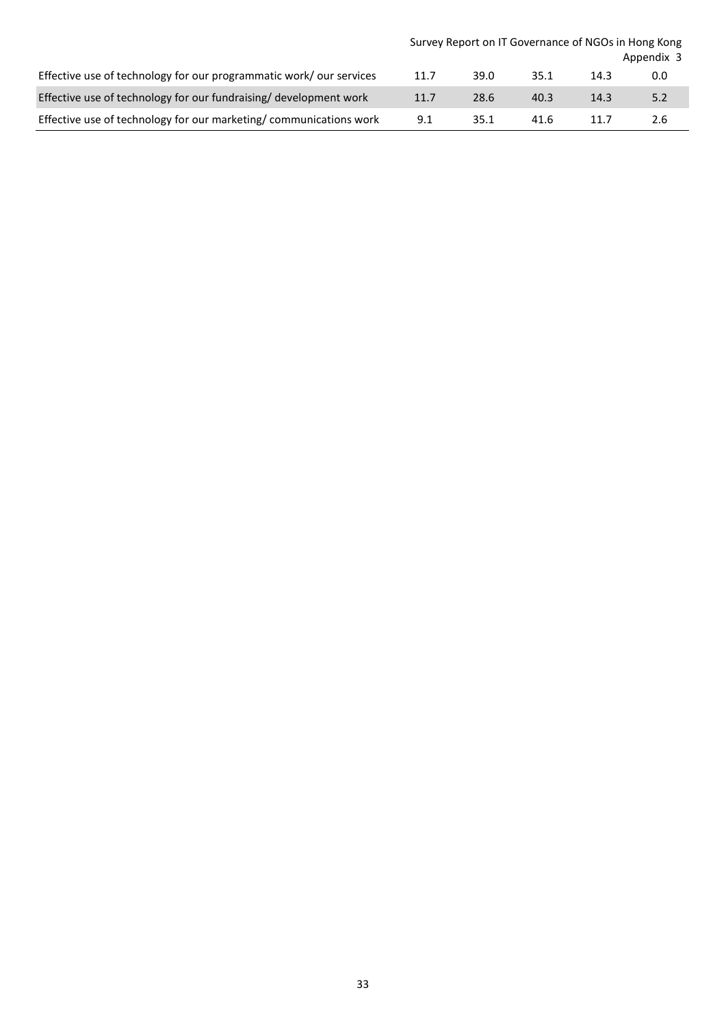| | | | | | |
|---|---|---|---|---|---|
| Effective use of technology for our programmatic work/ our services | 11.7 | 39.0 | 35.1 | 14.3 | 0.0 |
| Effective use of technology for our fundraising/ development work | 11.7 | 28.6 | 40.3 | 14.3 | 5.2 |
| Effective use of technology for our marketing/ communications work | 9.1 | 35.1 | 41.6 | 11.7 | 2.6 |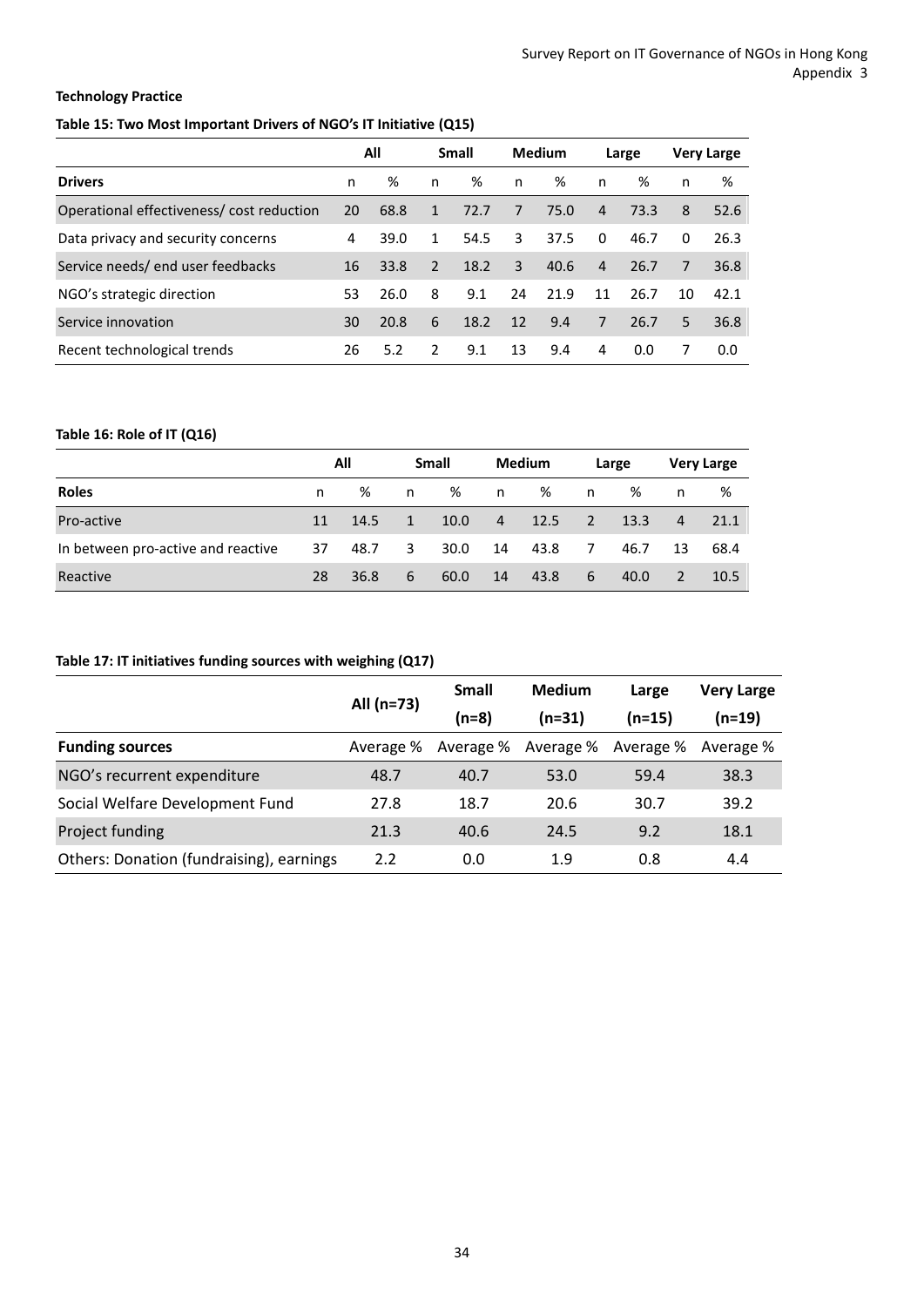**Technology Practice**

**Table 15: Two Most Important Drivers of NGO's IT Initiative (Q15)**

| | All | | Small | | Medium | | Large | | Very Large | |
|---|---|---|---|---|---|---|---|---|---|---|
| **Drivers** | n | % | n | % | n | % | n | % | n | % |
| Operational effectiveness/ cost reduction | 20 | 68.8 | 1 | 72.7 | 7 | 75.0 | 4 | 73.3 | 8 | 52.6 |
| Data privacy and security concerns | 4 | 39.0 | 1 | 54.5 | 3 | 37.5 | 0 | 46.7 | 0 | 26.3 |
| Service needs/ end user feedbacks | 16 | 33.8 | 2 | 18.2 | 3 | 40.6 | 4 | 26.7 | 7 | 36.8 |
| NGO's strategic direction | 53 | 26.0 | 8 | 9.1 | 24 | 21.9 | 11 | 26.7 | 10 | 42.1 |
| Service innovation | 30 | 20.8 | 6 | 18.2 | 12 | 9.4 | 7 | 26.7 | 5 | 36.8 |
| Recent technological trends | 26 | 5.2 | 2 | 9.1 | 13 | 9.4 | 4 | 0.0 | 7 | 0.0 |

**Table 16: Role of IT (Q16)**

| | All | | Small | | Medium | | Large | | Very Large | |
|---|---|---|---|---|---|---|---|---|---|---|
| **Roles** | n | % | n | % | n | % | n | % | n | % |
| Pro-active | 11 | 14.5 | 1 | 10.0 | 4 | 12.5 | 2 | 13.3 | 4 | 21.1 |
| In between pro-active and reactive | 37 | 48.7 | 3 | 30.0 | 14 | 43.8 | 7 | 46.7 | 13 | 68.4 |
| Reactive | 28 | 36.8 | 6 | 60.0 | 14 | 43.8 | 6 | 40.0 | 2 | 10.5 |

**Table 17: IT initiatives funding sources with weighing (Q17)**

| | All (n=73) | Small (n=8) | Medium (n=31) | Large (n=15) | Very Large (n=19) |
|---|---|---|---|---|---|
| **Funding sources** | Average % | Average % | Average % | Average % | Average % |
| NGO's recurrent expenditure | 48.7 | 40.7 | 53.0 | 59.4 | 38.3 |
| Social Welfare Development Fund | 27.8 | 18.7 | 20.6 | 30.7 | 39.2 |
| Project funding | 21.3 | 40.6 | 24.5 | 9.2 | 18.1 |
| Others: Donation (fundraising), earnings | 2.2 | 0.0 | 1.9 | 0.8 | 4.4 |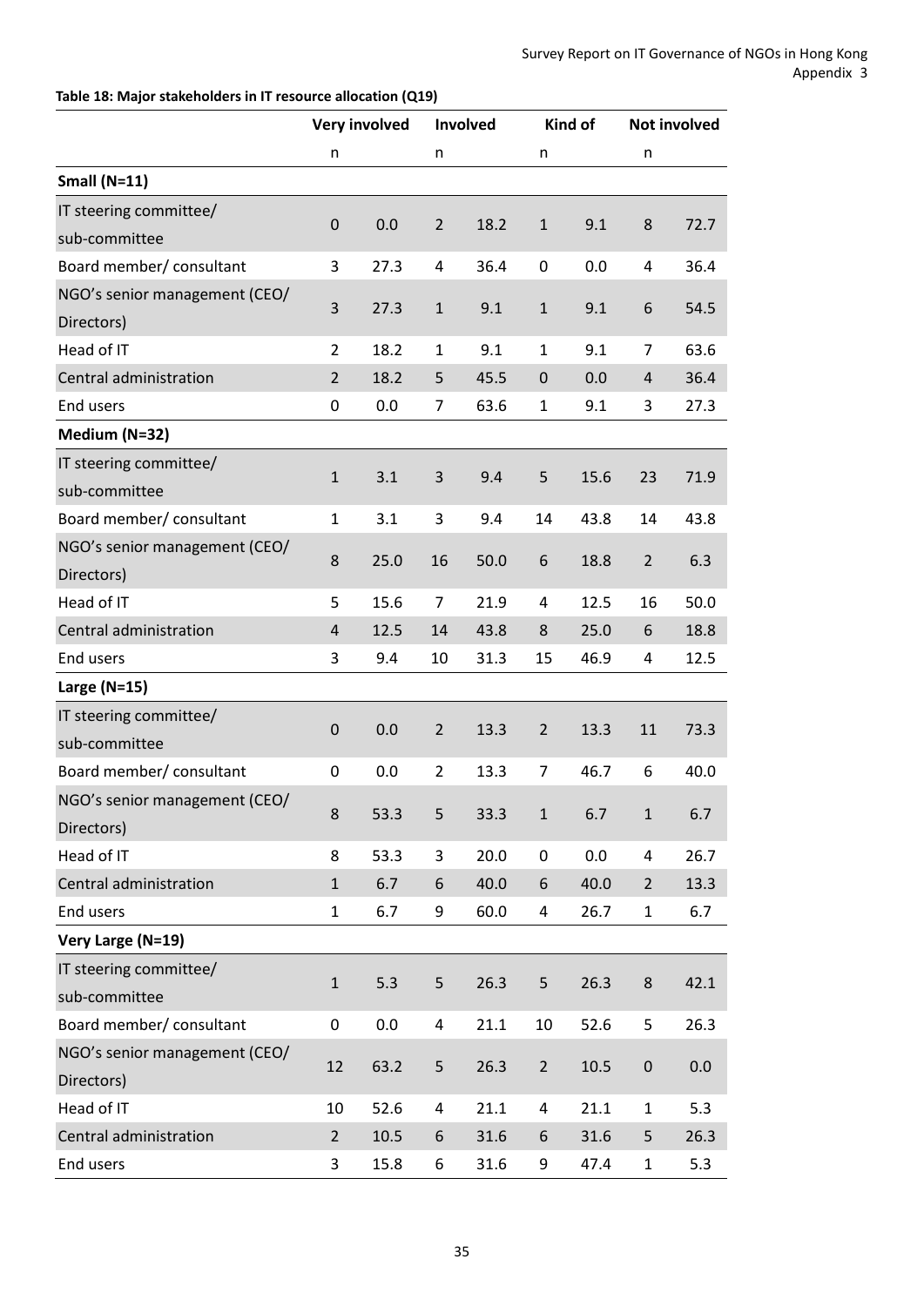**Table 18: Major stakeholders in IT resource allocation (Q19)**

| | Very involved | | Involved | | Kind of | | Not involved | |
|---|---|---|---|---|---|---|---|---|
| | n | | n | | n | | n | |
| **Small (N=11)** | | | | | | | | |
| IT steering committee/ sub-committee | 0 | 0.0 | 2 | 18.2 | 1 | 9.1 | 8 | 72.7 |
| Board member/ consultant | 3 | 27.3 | 4 | 36.4 | 0 | 0.0 | 4 | 36.4 |
| NGO's senior management (CEO/ Directors) | 3 | 27.3 | 1 | 9.1 | 1 | 9.1 | 6 | 54.5 |
| Head of IT | 2 | 18.2 | 1 | 9.1 | 1 | 9.1 | 7 | 63.6 |
| Central administration | 2 | 18.2 | 5 | 45.5 | 0 | 0.0 | 4 | 36.4 |
| End users | 0 | 0.0 | 7 | 63.6 | 1 | 9.1 | 3 | 27.3 |
| **Medium (N=32)** | | | | | | | | |
| IT steering committee/ sub-committee | 1 | 3.1 | 3 | 9.4 | 5 | 15.6 | 23 | 71.9 |
| Board member/ consultant | 1 | 3.1 | 3 | 9.4 | 14 | 43.8 | 14 | 43.8 |
| NGO's senior management (CEO/ Directors) | 8 | 25.0 | 16 | 50.0 | 6 | 18.8 | 2 | 6.3 |
| Head of IT | 5 | 15.6 | 7 | 21.9 | 4 | 12.5 | 16 | 50.0 |
| Central administration | 4 | 12.5 | 14 | 43.8 | 8 | 25.0 | 6 | 18.8 |
| End users | 3 | 9.4 | 10 | 31.3 | 15 | 46.9 | 4 | 12.5 |
| **Large (N=15)** | | | | | | | | |
| IT steering committee/ sub-committee | 0 | 0.0 | 2 | 13.3 | 2 | 13.3 | 11 | 73.3 |
| Board member/ consultant | 0 | 0.0 | 2 | 13.3 | 7 | 46.7 | 6 | 40.0 |
| NGO's senior management (CEO/ Directors) | 8 | 53.3 | 5 | 33.3 | 1 | 6.7 | 1 | 6.7 |
| Head of IT | 8 | 53.3 | 3 | 20.0 | 0 | 0.0 | 4 | 26.7 |
| Central administration | 1 | 6.7 | 6 | 40.0 | 6 | 40.0 | 2 | 13.3 |
| End users | 1 | 6.7 | 9 | 60.0 | 4 | 26.7 | 1 | 6.7 |
| **Very Large (N=19)** | | | | | | | | |
| IT steering committee/ sub-committee | 1 | 5.3 | 5 | 26.3 | 5 | 26.3 | 8 | 42.1 |
| Board member/ consultant | 0 | 0.0 | 4 | 21.1 | 10 | 52.6 | 5 | 26.3 |
| NGO's senior management (CEO/ Directors) | 12 | 63.2 | 5 | 26.3 | 2 | 10.5 | 0 | 0.0 |
| Head of IT | 10 | 52.6 | 4 | 21.1 | 4 | 21.1 | 1 | 5.3 |
| Central administration | 2 | 10.5 | 6 | 31.6 | 6 | 31.6 | 5 | 26.3 |
| End users | 3 | 15.8 | 6 | 31.6 | 9 | 47.4 | 1 | 5.3 |